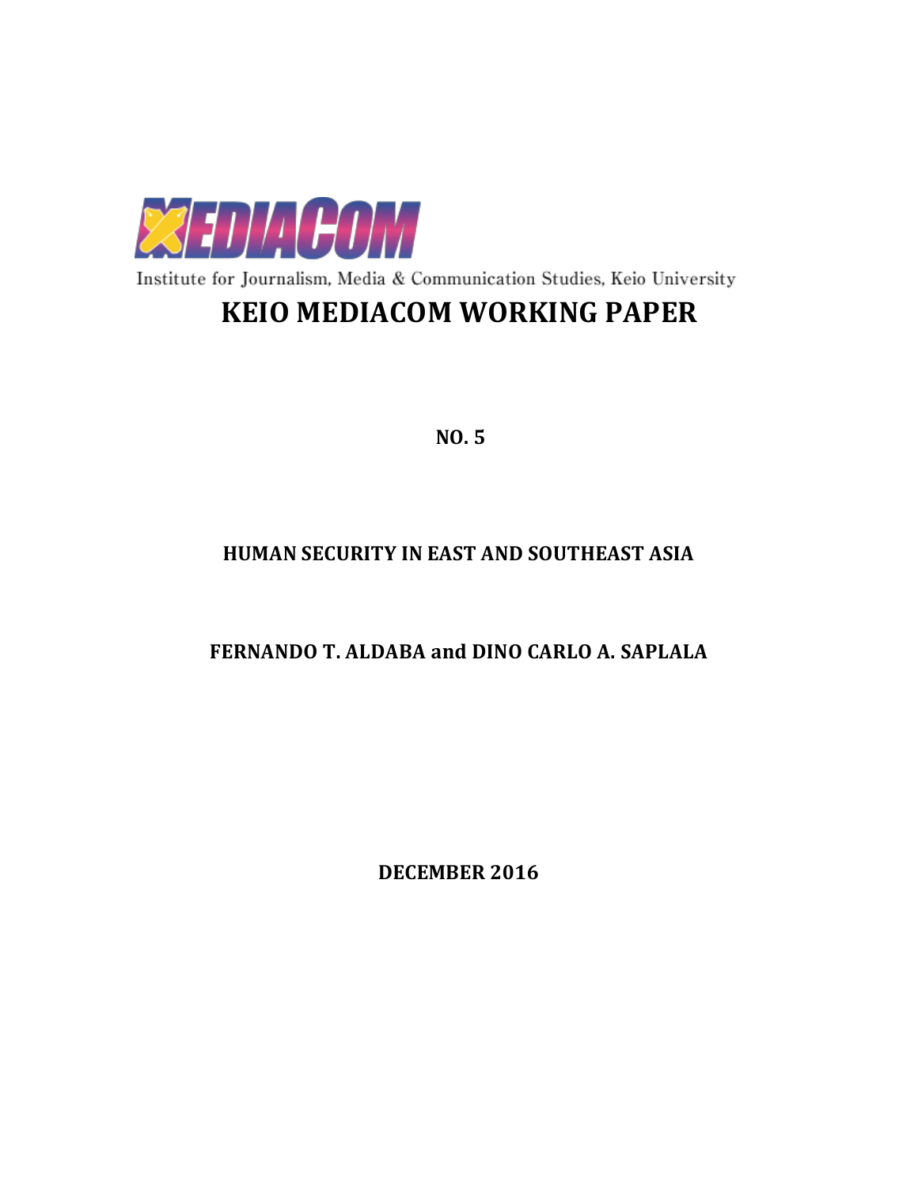MEDIACOM

Institute for Journalism, Media & Communication Studies, Keio University

# KEIO MEDIACOM WORKING PAPER

**NO. 5**

## HUMAN SECURITY IN EAST AND SOUTHEAST ASIA

**FERNANDO T. ALDABA and DINO CARLO A. SAPLALA**

**DECEMBER 2016**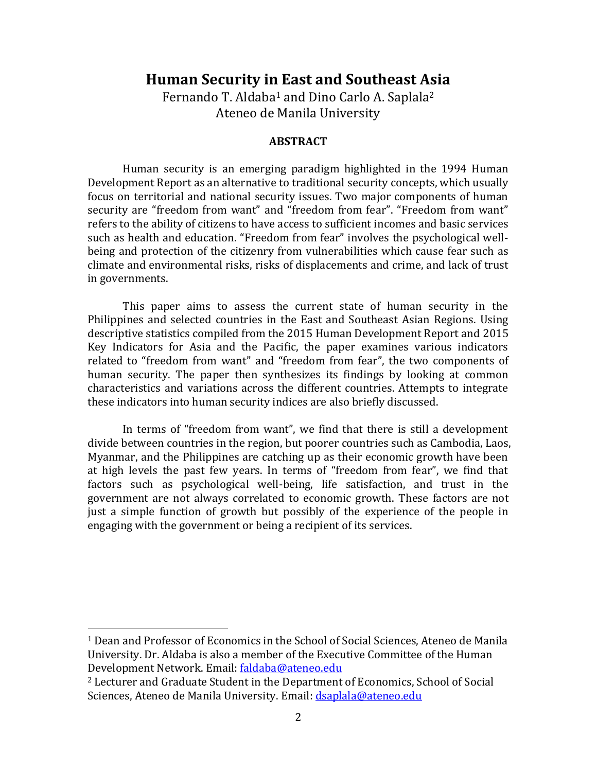# Human Security in East and Southeast Asia

Fernando T. Aldaba[1] and Dino Carlo A. Saplala[2]
Ateneo de Manila University

**ABSTRACT**

Human security is an emerging paradigm highlighted in the 1994 Human Development Report as an alternative to traditional security concepts, which usually focus on territorial and national security issues. Two major components of human security are "freedom from want" and "freedom from fear". "Freedom from want" refers to the ability of citizens to have access to sufficient incomes and basic services such as health and education. "Freedom from fear" involves the psychological well-being and protection of the citizenry from vulnerabilities which cause fear such as climate and environmental risks, risks of displacements and crime, and lack of trust in governments.

This paper aims to assess the current state of human security in the Philippines and selected countries in the East and Southeast Asian Regions. Using descriptive statistics compiled from the 2015 Human Development Report and 2015 Key Indicators for Asia and the Pacific, the paper examines various indicators related to "freedom from want" and "freedom from fear", the two components of human security. The paper then synthesizes its findings by looking at common characteristics and variations across the different countries. Attempts to integrate these indicators into human security indices are also briefly discussed.

In terms of "freedom from want", we find that there is still a development divide between countries in the region, but poorer countries such as Cambodia, Laos, Myanmar, and the Philippines are catching up as their economic growth have been at high levels the past few years. In terms of "freedom from fear", we find that factors such as psychological well-being, life satisfaction, and trust in the government are not always correlated to economic growth. These factors are not just a simple function of growth but possibly of the experience of the people in engaging with the government or being a recipient of its services.

---

[1] Dean and Professor of Economics in the School of Social Sciences, Ateneo de Manila University. Dr. Aldaba is also a member of the Executive Committee of the Human Development Network. Email: faldaba@ateneo.edu

[2] Lecturer and Graduate Student in the Department of Economics, School of Social Sciences, Ateneo de Manila University. Email: dsaplala@ateneo.edu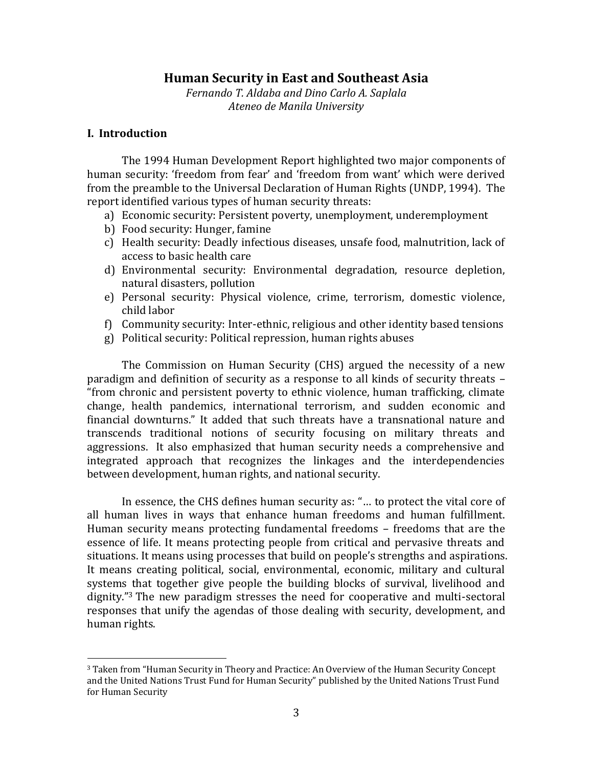# Human Security in East and Southeast Asia

*Fernando T. Aldaba and Dino Carlo A. Saplala*
*Ateneo de Manila University*

## I. Introduction

The 1994 Human Development Report highlighted two major components of human security: 'freedom from fear' and 'freedom from want' which were derived from the preamble to the Universal Declaration of Human Rights (UNDP, 1994). The report identified various types of human security threats:

a) Economic security: Persistent poverty, unemployment, underemployment
b) Food security: Hunger, famine
c) Health security: Deadly infectious diseases, unsafe food, malnutrition, lack of access to basic health care
d) Environmental security: Environmental degradation, resource depletion, natural disasters, pollution
e) Personal security: Physical violence, crime, terrorism, domestic violence, child labor
f) Community security: Inter-ethnic, religious and other identity based tensions
g) Political security: Political repression, human rights abuses

The Commission on Human Security (CHS) argued the necessity of a new paradigm and definition of security as a response to all kinds of security threats – "from chronic and persistent poverty to ethnic violence, human trafficking, climate change, health pandemics, international terrorism, and sudden economic and financial downturns." It added that such threats have a transnational nature and transcends traditional notions of security focusing on military threats and aggressions. It also emphasized that human security needs a comprehensive and integrated approach that recognizes the linkages and the interdependencies between development, human rights, and national security.

In essence, the CHS defines human security as: "… to protect the vital core of all human lives in ways that enhance human freedoms and human fulfillment. Human security means protecting fundamental freedoms – freedoms that are the essence of life. It means protecting people from critical and pervasive threats and situations. It means using processes that build on people's strengths and aspirations. It means creating political, social, environmental, economic, military and cultural systems that together give people the building blocks of survival, livelihood and dignity."[3] The new paradigm stresses the need for cooperative and multi-sectoral responses that unify the agendas of those dealing with security, development, and human rights.

---

[3] Taken from "Human Security in Theory and Practice: An Overview of the Human Security Concept and the United Nations Trust Fund for Human Security" published by the United Nations Trust Fund for Human Security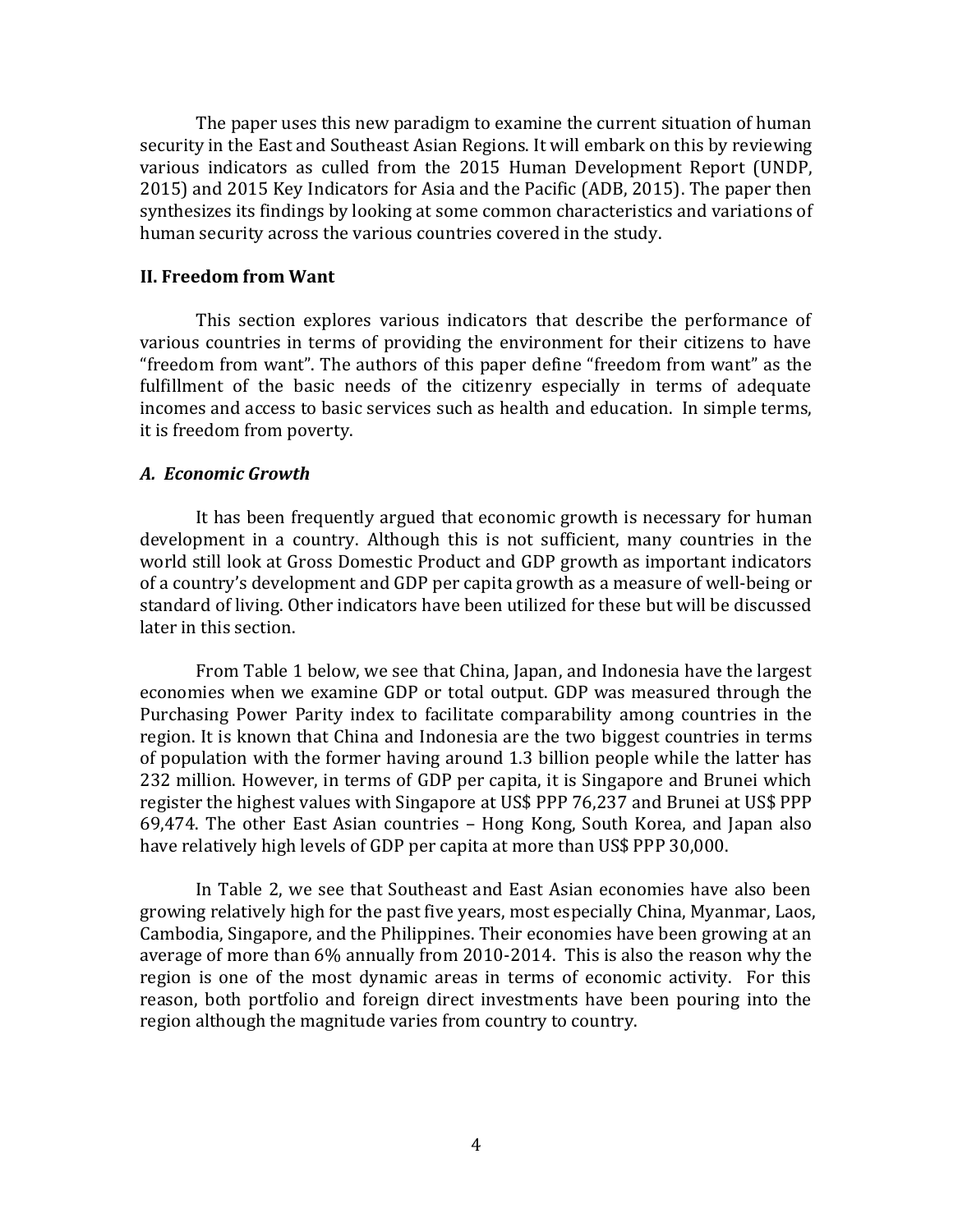The paper uses this new paradigm to examine the current situation of human security in the East and Southeast Asian Regions. It will embark on this by reviewing various indicators as culled from the 2015 Human Development Report (UNDP, 2015) and 2015 Key Indicators for Asia and the Pacific (ADB, 2015). The paper then synthesizes its findings by looking at some common characteristics and variations of human security across the various countries covered in the study.

## II. Freedom from Want

This section explores various indicators that describe the performance of various countries in terms of providing the environment for their citizens to have "freedom from want". The authors of this paper define "freedom from want" as the fulfillment of the basic needs of the citizenry especially in terms of adequate incomes and access to basic services such as health and education. In simple terms, it is freedom from poverty.

### *A. Economic Growth*

It has been frequently argued that economic growth is necessary for human development in a country. Although this is not sufficient, many countries in the world still look at Gross Domestic Product and GDP growth as important indicators of a country's development and GDP per capita growth as a measure of well-being or standard of living. Other indicators have been utilized for these but will be discussed later in this section.

From Table 1 below, we see that China, Japan, and Indonesia have the largest economies when we examine GDP or total output. GDP was measured through the Purchasing Power Parity index to facilitate comparability among countries in the region. It is known that China and Indonesia are the two biggest countries in terms of population with the former having around 1.3 billion people while the latter has 232 million. However, in terms of GDP per capita, it is Singapore and Brunei which register the highest values with Singapore at US$ PPP 76,237 and Brunei at US$ PPP 69,474. The other East Asian countries – Hong Kong, South Korea, and Japan also have relatively high levels of GDP per capita at more than US$ PPP 30,000.

In Table 2, we see that Southeast and East Asian economies have also been growing relatively high for the past five years, most especially China, Myanmar, Laos, Cambodia, Singapore, and the Philippines. Their economies have been growing at an average of more than 6% annually from 2010-2014. This is also the reason why the region is one of the most dynamic areas in terms of economic activity. For this reason, both portfolio and foreign direct investments have been pouring into the region although the magnitude varies from country to country.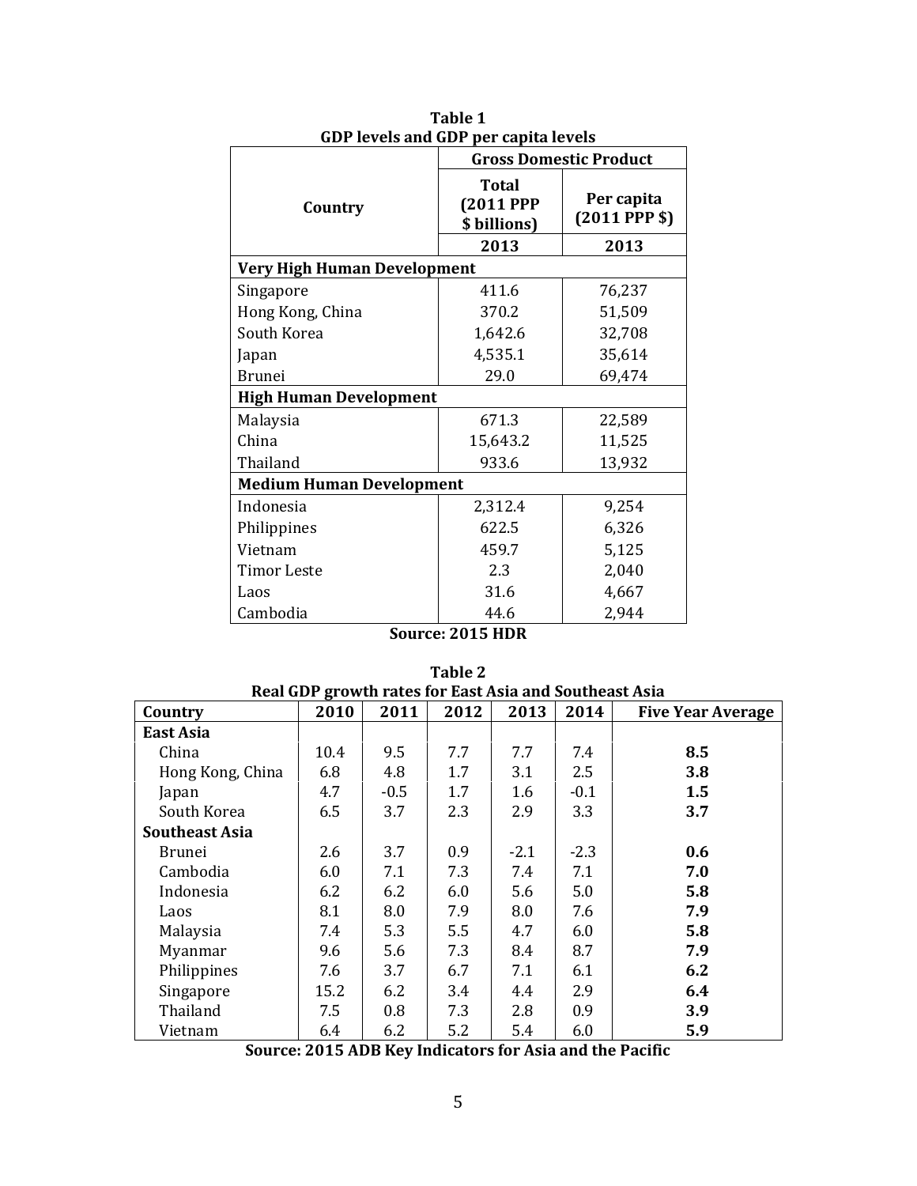**Table 1**
**GDP levels and GDP per capita levels**

| Country | Gross Domestic Product | |
|---|---|---|
| | Total (2011 PPP $ billions) | Per capita (2011 PPP $) |
| | 2013 | 2013 |
| **Very High Human Development** | | |
| Singapore | 411.6 | 76,237 |
| Hong Kong, China | 370.2 | 51,509 |
| South Korea | 1,642.6 | 32,708 |
| Japan | 4,535.1 | 35,614 |
| Brunei | 29.0 | 69,474 |
| **High Human Development** | | |
| Malaysia | 671.3 | 22,589 |
| China | 15,643.2 | 11,525 |
| Thailand | 933.6 | 13,932 |
| **Medium Human Development** | | |
| Indonesia | 2,312.4 | 9,254 |
| Philippines | 622.5 | 6,326 |
| Vietnam | 459.7 | 5,125 |
| Timor Leste | 2.3 | 2,040 |
| Laos | 31.6 | 4,667 |
| Cambodia | 44.6 | 2,944 |

**Source: 2015 HDR**

**Table 2**
**Real GDP growth rates for East Asia and Southeast Asia**

| Country | 2010 | 2011 | 2012 | 2013 | 2014 | Five Year Average |
|---|---|---|---|---|---|---|
| **East Asia** | | | | | | |
| China | 10.4 | 9.5 | 7.7 | 7.7 | 7.4 | **8.5** |
| Hong Kong, China | 6.8 | 4.8 | 1.7 | 3.1 | 2.5 | **3.8** |
| Japan | 4.7 | -0.5 | 1.7 | 1.6 | -0.1 | **1.5** |
| South Korea | 6.5 | 3.7 | 2.3 | 2.9 | 3.3 | **3.7** |
| **Southeast Asia** | | | | | | |
| Brunei | 2.6 | 3.7 | 0.9 | -2.1 | -2.3 | **0.6** |
| Cambodia | 6.0 | 7.1 | 7.3 | 7.4 | 7.1 | **7.0** |
| Indonesia | 6.2 | 6.2 | 6.0 | 5.6 | 5.0 | **5.8** |
| Laos | 8.1 | 8.0 | 7.9 | 8.0 | 7.6 | **7.9** |
| Malaysia | 7.4 | 5.3 | 5.5 | 4.7 | 6.0 | **5.8** |
| Myanmar | 9.6 | 5.6 | 7.3 | 8.4 | 8.7 | **7.9** |
| Philippines | 7.6 | 3.7 | 6.7 | 7.1 | 6.1 | **6.2** |
| Singapore | 15.2 | 6.2 | 3.4 | 4.4 | 2.9 | **6.4** |
| Thailand | 7.5 | 0.8 | 7.3 | 2.8 | 0.9 | **3.9** |
| Vietnam | 6.4 | 6.2 | 5.2 | 5.4 | 6.0 | **5.9** |

**Source: 2015 ADB Key Indicators for Asia and the Pacific**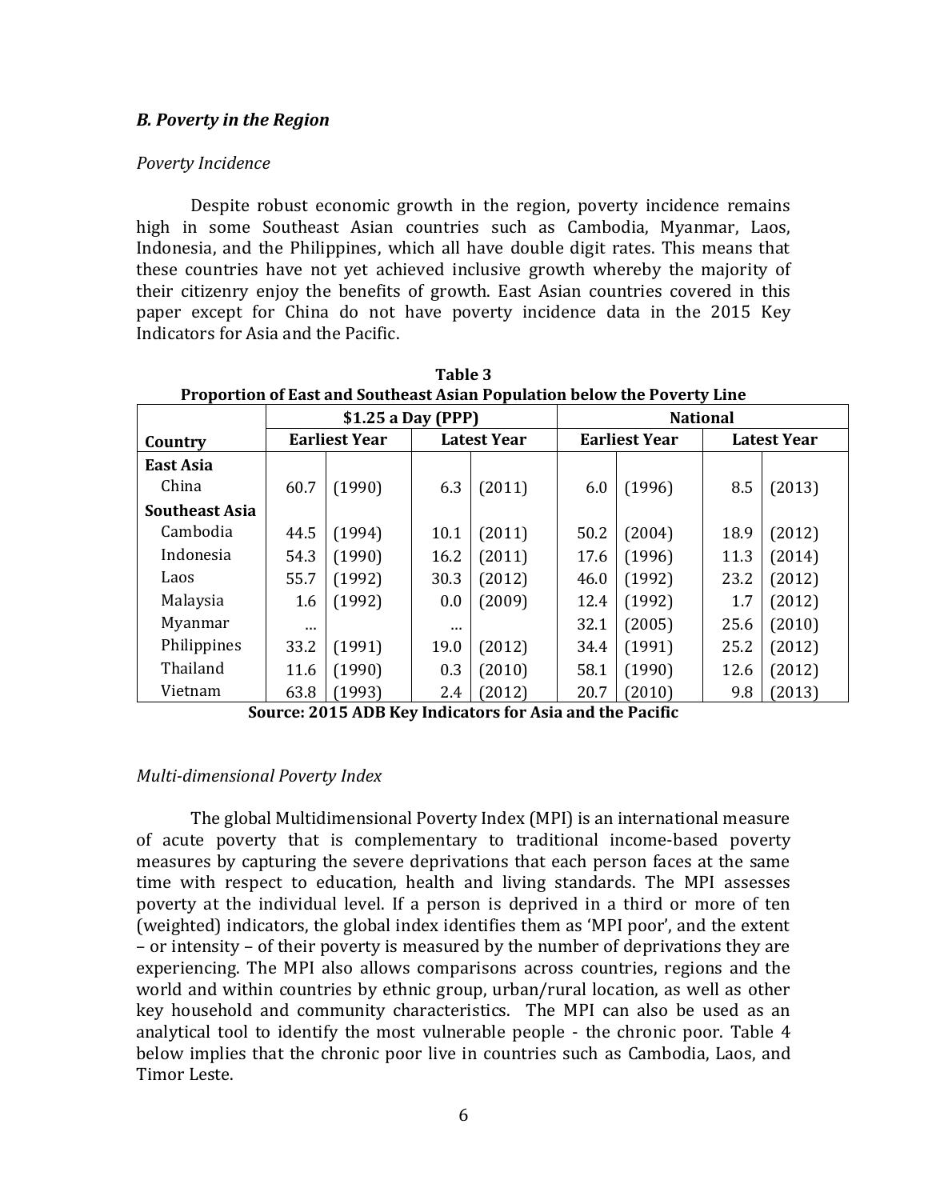### *B. Poverty in the Region*

*Poverty Incidence*

Despite robust economic growth in the region, poverty incidence remains high in some Southeast Asian countries such as Cambodia, Myanmar, Laos, Indonesia, and the Philippines, which all have double digit rates. This means that these countries have not yet achieved inclusive growth whereby the majority of their citizenry enjoy the benefits of growth. East Asian countries covered in this paper except for China do not have poverty incidence data in the 2015 Key Indicators for Asia and the Pacific.

**Table 3**
**Proportion of East and Southeast Asian Population below the Poverty Line**

| Country | $1.25 a Day (PPP) | | | | National | | | |
|---|---|---|---|---|---|---|---|---|
| | Earliest Year | | Latest Year | | Earliest Year | | Latest Year | |
| **East Asia** | | | | | | | | |
| China | 60.7 | (1990) | 6.3 | (2011) | 6.0 | (1996) | 8.5 | (2013) |
| **Southeast Asia** | | | | | | | | |
| Cambodia | 44.5 | (1994) | 10.1 | (2011) | 50.2 | (2004) | 18.9 | (2012) |
| Indonesia | 54.3 | (1990) | 16.2 | (2011) | 17.6 | (1996) | 11.3 | (2014) |
| Laos | 55.7 | (1992) | 30.3 | (2012) | 46.0 | (1992) | 23.2 | (2012) |
| Malaysia | 1.6 | (1992) | 0.0 | (2009) | 12.4 | (1992) | 1.7 | (2012) |
| Myanmar | … | | … | | 32.1 | (2005) | 25.6 | (2010) |
| Philippines | 33.2 | (1991) | 19.0 | (2012) | 34.4 | (1991) | 25.2 | (2012) |
| Thailand | 11.6 | (1990) | 0.3 | (2010) | 58.1 | (1990) | 12.6 | (2012) |
| Vietnam | 63.8 | (1993) | 2.4 | (2012) | 20.7 | (2010) | 9.8 | (2013) |

**Source: 2015 ADB Key Indicators for Asia and the Pacific**

*Multi-dimensional Poverty Index*

The global Multidimensional Poverty Index (MPI) is an international measure of acute poverty that is complementary to traditional income-based poverty measures by capturing the severe deprivations that each person faces at the same time with respect to education, health and living standards. The MPI assesses poverty at the individual level. If a person is deprived in a third or more of ten (weighted) indicators, the global index identifies them as 'MPI poor', and the extent – or intensity – of their poverty is measured by the number of deprivations they are experiencing. The MPI also allows comparisons across countries, regions and the world and within countries by ethnic group, urban/rural location, as well as other key household and community characteristics. The MPI can also be used as an analytical tool to identify the most vulnerable people - the chronic poor. Table 4 below implies that the chronic poor live in countries such as Cambodia, Laos, and Timor Leste.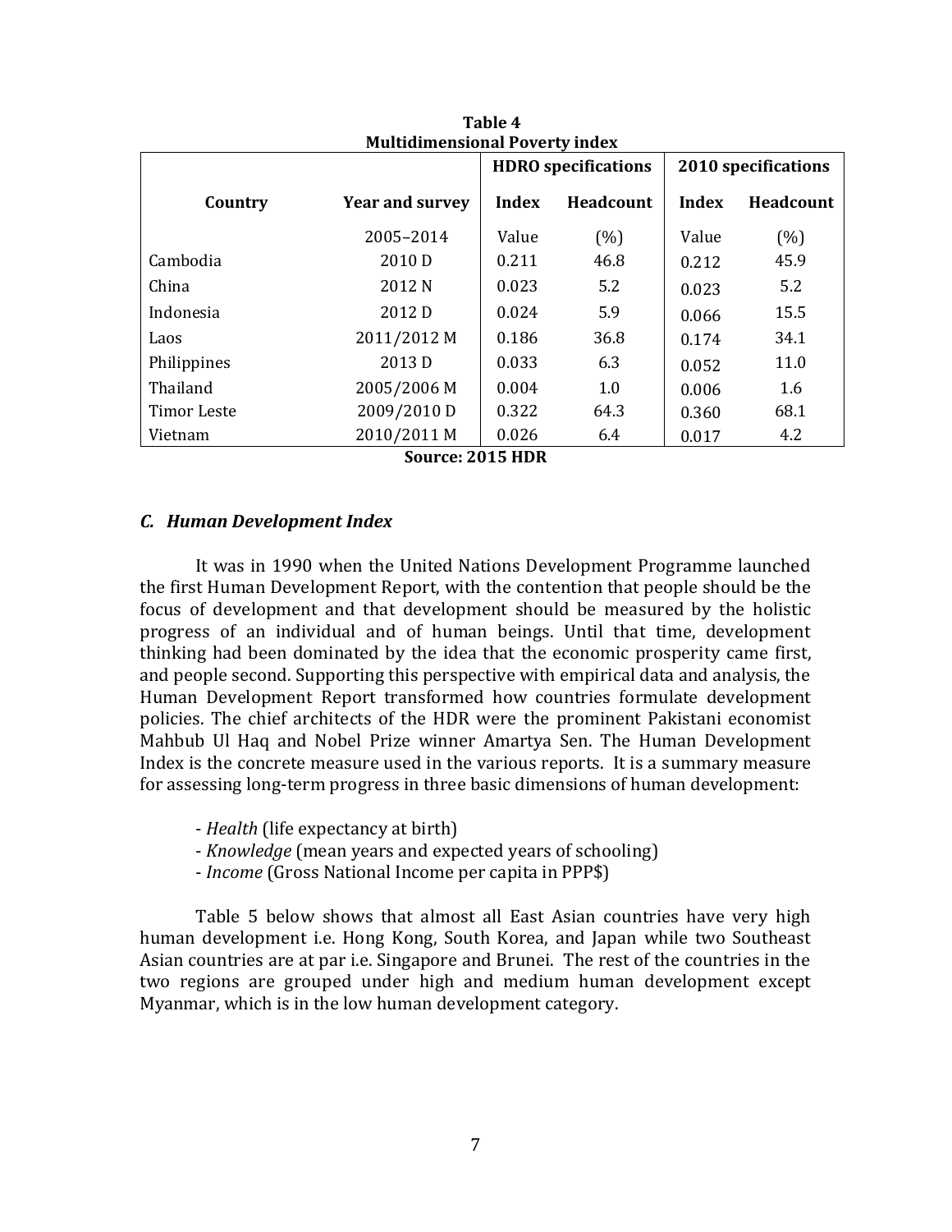**Table 4**
**Multidimensional Poverty index**

| Country | Year and survey | HDRO specifications | | 2010 specifications | |
|---|---|---|---|---|---|
| | | Index | Headcount | Index | Headcount |
| | 2005–2014 | Value | (%) | Value | (%) |
| Cambodia | 2010 D | 0.211 | 46.8 | 0.212 | 45.9 |
| China | 2012 N | 0.023 | 5.2 | 0.023 | 5.2 |
| Indonesia | 2012 D | 0.024 | 5.9 | 0.066 | 15.5 |
| Laos | 2011/2012 M | 0.186 | 36.8 | 0.174 | 34.1 |
| Philippines | 2013 D | 0.033 | 6.3 | 0.052 | 11.0 |
| Thailand | 2005/2006 M | 0.004 | 1.0 | 0.006 | 1.6 |
| Timor Leste | 2009/2010 D | 0.322 | 64.3 | 0.360 | 68.1 |
| Vietnam | 2010/2011 M | 0.026 | 6.4 | 0.017 | 4.2 |

**Source: 2015 HDR**

### *C. Human Development Index*

It was in 1990 when the United Nations Development Programme launched the first Human Development Report, with the contention that people should be the focus of development and that development should be measured by the holistic progress of an individual and of human beings. Until that time, development thinking had been dominated by the idea that the economic prosperity came first, and people second. Supporting this perspective with empirical data and analysis, the Human Development Report transformed how countries formulate development policies. The chief architects of the HDR were the prominent Pakistani economist Mahbub Ul Haq and Nobel Prize winner Amartya Sen. The Human Development Index is the concrete measure used in the various reports. It is a summary measure for assessing long-term progress in three basic dimensions of human development:

- *Health* (life expectancy at birth)
- *Knowledge* (mean years and expected years of schooling)
- *Income* (Gross National Income per capita in PPP$)

Table 5 below shows that almost all East Asian countries have very high human development i.e. Hong Kong, South Korea, and Japan while two Southeast Asian countries are at par i.e. Singapore and Brunei. The rest of the countries in the two regions are grouped under high and medium human development except Myanmar, which is in the low human development category.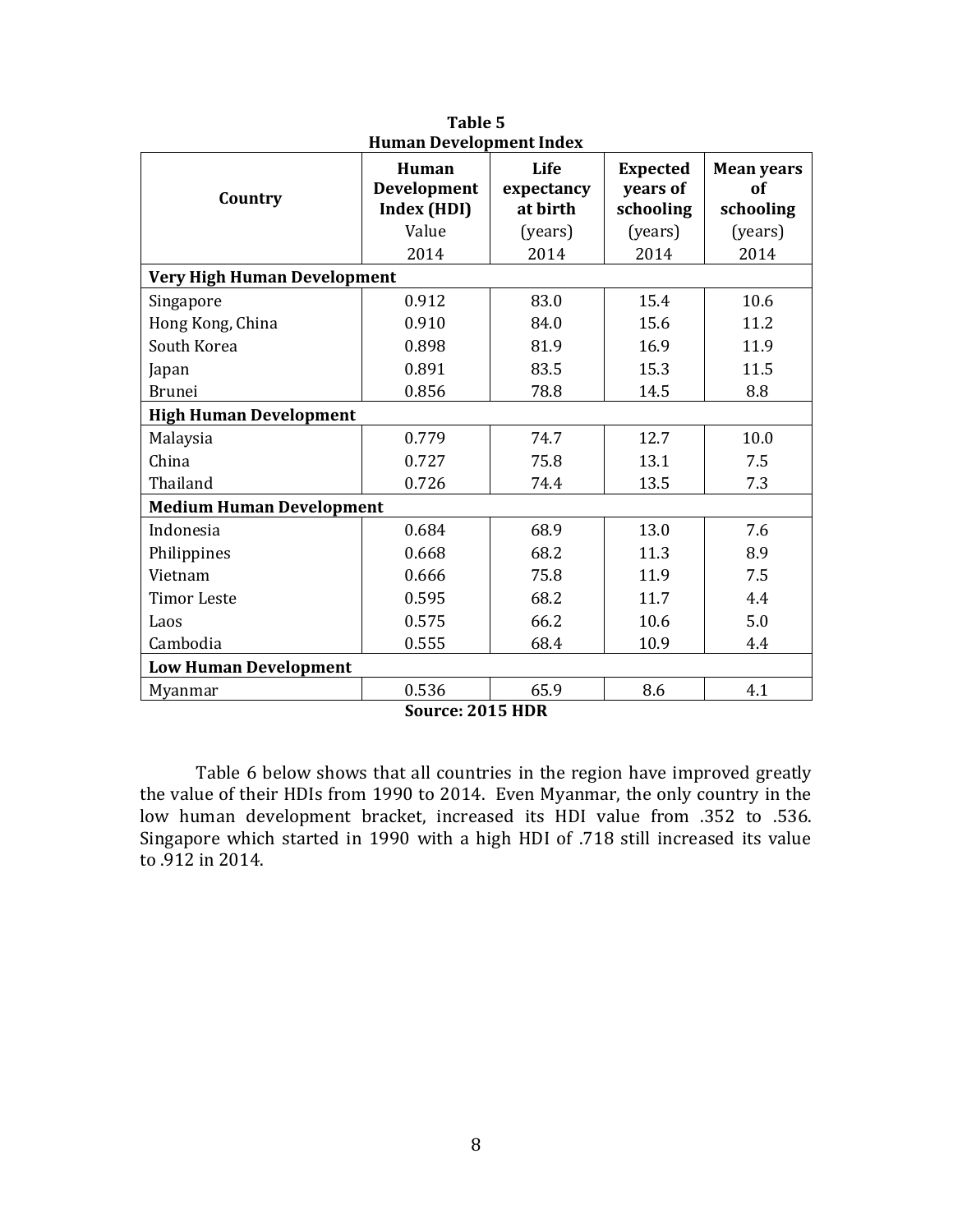**Table 5**
**Human Development Index**

| Country | Human Development Index (HDI) Value 2014 | Life expectancy at birth (years) 2014 | Expected years of schooling (years) 2014 | Mean years of schooling (years) 2014 |
|---|---|---|---|---|
| **Very High Human Development** | | | | |
| Singapore | 0.912 | 83.0 | 15.4 | 10.6 |
| Hong Kong, China | 0.910 | 84.0 | 15.6 | 11.2 |
| South Korea | 0.898 | 81.9 | 16.9 | 11.9 |
| Japan | 0.891 | 83.5 | 15.3 | 11.5 |
| Brunei | 0.856 | 78.8 | 14.5 | 8.8 |
| **High Human Development** | | | | |
| Malaysia | 0.779 | 74.7 | 12.7 | 10.0 |
| China | 0.727 | 75.8 | 13.1 | 7.5 |
| Thailand | 0.726 | 74.4 | 13.5 | 7.3 |
| **Medium Human Development** | | | | |
| Indonesia | 0.684 | 68.9 | 13.0 | 7.6 |
| Philippines | 0.668 | 68.2 | 11.3 | 8.9 |
| Vietnam | 0.666 | 75.8 | 11.9 | 7.5 |
| Timor Leste | 0.595 | 68.2 | 11.7 | 4.4 |
| Laos | 0.575 | 66.2 | 10.6 | 5.0 |
| Cambodia | 0.555 | 68.4 | 10.9 | 4.4 |
| **Low Human Development** | | | | |
| Myanmar | 0.536 | 65.9 | 8.6 | 4.1 |

**Source: 2015 HDR**

Table 6 below shows that all countries in the region have improved greatly the value of their HDIs from 1990 to 2014. Even Myanmar, the only country in the low human development bracket, increased its HDI value from .352 to .536. Singapore which started in 1990 with a high HDI of .718 still increased its value to .912 in 2014.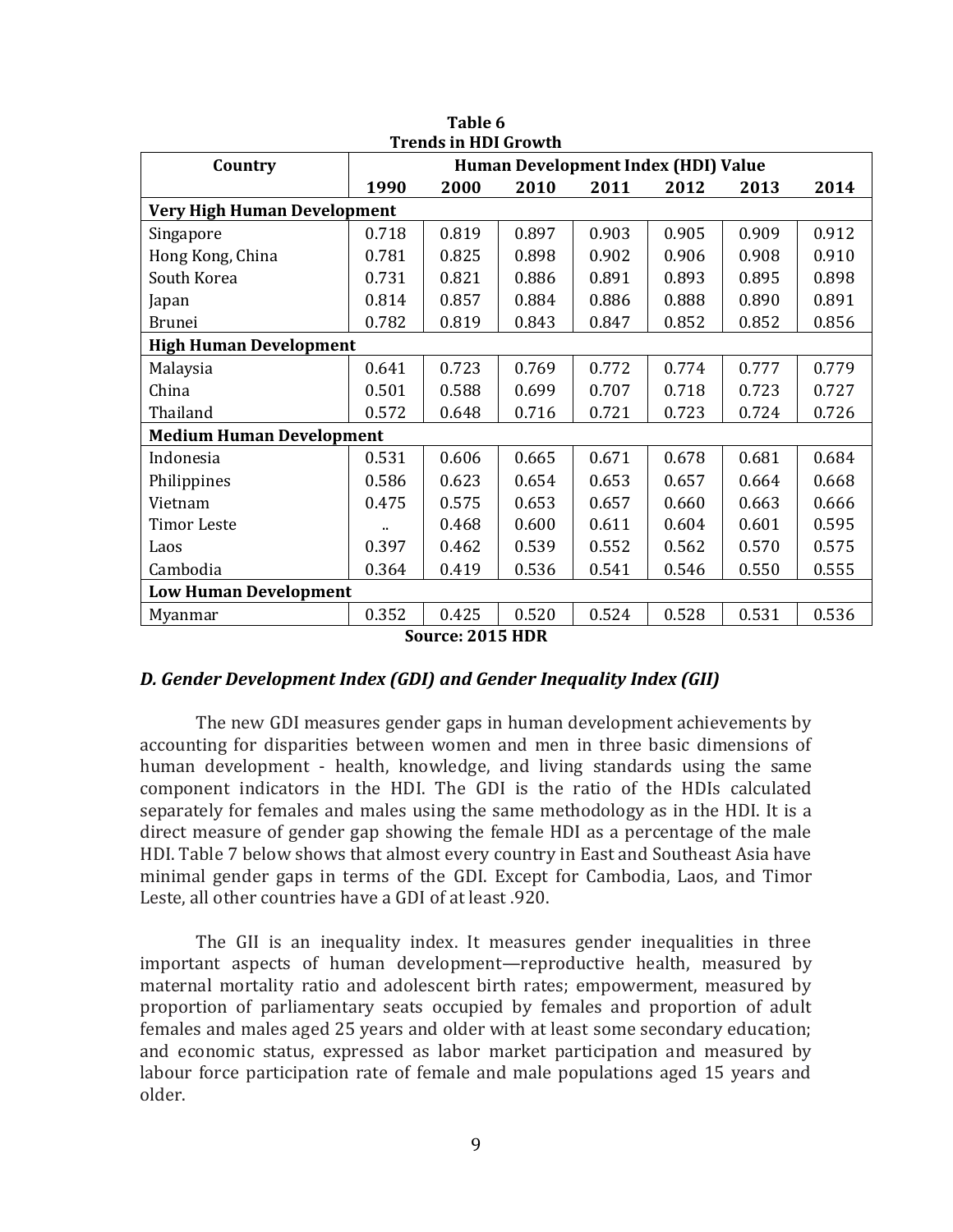**Table 6**
**Trends in HDI Growth**

| Country | Human Development Index (HDI) Value | | | | | | |
|---|---|---|---|---|---|---|---|
| | 1990 | 2000 | 2010 | 2011 | 2012 | 2013 | 2014 |
| **Very High Human Development** | | | | | | | |
| Singapore | 0.718 | 0.819 | 0.897 | 0.903 | 0.905 | 0.909 | 0.912 |
| Hong Kong, China | 0.781 | 0.825 | 0.898 | 0.902 | 0.906 | 0.908 | 0.910 |
| South Korea | 0.731 | 0.821 | 0.886 | 0.891 | 0.893 | 0.895 | 0.898 |
| Japan | 0.814 | 0.857 | 0.884 | 0.886 | 0.888 | 0.890 | 0.891 |
| Brunei | 0.782 | 0.819 | 0.843 | 0.847 | 0.852 | 0.852 | 0.856 |
| **High Human Development** | | | | | | | |
| Malaysia | 0.641 | 0.723 | 0.769 | 0.772 | 0.774 | 0.777 | 0.779 |
| China | 0.501 | 0.588 | 0.699 | 0.707 | 0.718 | 0.723 | 0.727 |
| Thailand | 0.572 | 0.648 | 0.716 | 0.721 | 0.723 | 0.724 | 0.726 |
| **Medium Human Development** | | | | | | | |
| Indonesia | 0.531 | 0.606 | 0.665 | 0.671 | 0.678 | 0.681 | 0.684 |
| Philippines | 0.586 | 0.623 | 0.654 | 0.653 | 0.657 | 0.664 | 0.668 |
| Vietnam | 0.475 | 0.575 | 0.653 | 0.657 | 0.660 | 0.663 | 0.666 |
| Timor Leste | .. | 0.468 | 0.600 | 0.611 | 0.604 | 0.601 | 0.595 |
| Laos | 0.397 | 0.462 | 0.539 | 0.552 | 0.562 | 0.570 | 0.575 |
| Cambodia | 0.364 | 0.419 | 0.536 | 0.541 | 0.546 | 0.550 | 0.555 |
| **Low Human Development** | | | | | | | |
| Myanmar | 0.352 | 0.425 | 0.520 | 0.524 | 0.528 | 0.531 | 0.536 |

**Source: 2015 HDR**

### *D. Gender Development Index (GDI) and Gender Inequality Index (GII)*

The new GDI measures gender gaps in human development achievements by accounting for disparities between women and men in three basic dimensions of human development - health, knowledge, and living standards using the same component indicators in the HDI. The GDI is the ratio of the HDIs calculated separately for females and males using the same methodology as in the HDI. It is a direct measure of gender gap showing the female HDI as a percentage of the male HDI. Table 7 below shows that almost every country in East and Southeast Asia have minimal gender gaps in terms of the GDI. Except for Cambodia, Laos, and Timor Leste, all other countries have a GDI of at least .920.

The GII is an inequality index. It measures gender inequalities in three important aspects of human development—reproductive health, measured by maternal mortality ratio and adolescent birth rates; empowerment, measured by proportion of parliamentary seats occupied by females and proportion of adult females and males aged 25 years and older with at least some secondary education; and economic status, expressed as labor market participation and measured by labour force participation rate of female and male populations aged 15 years and older.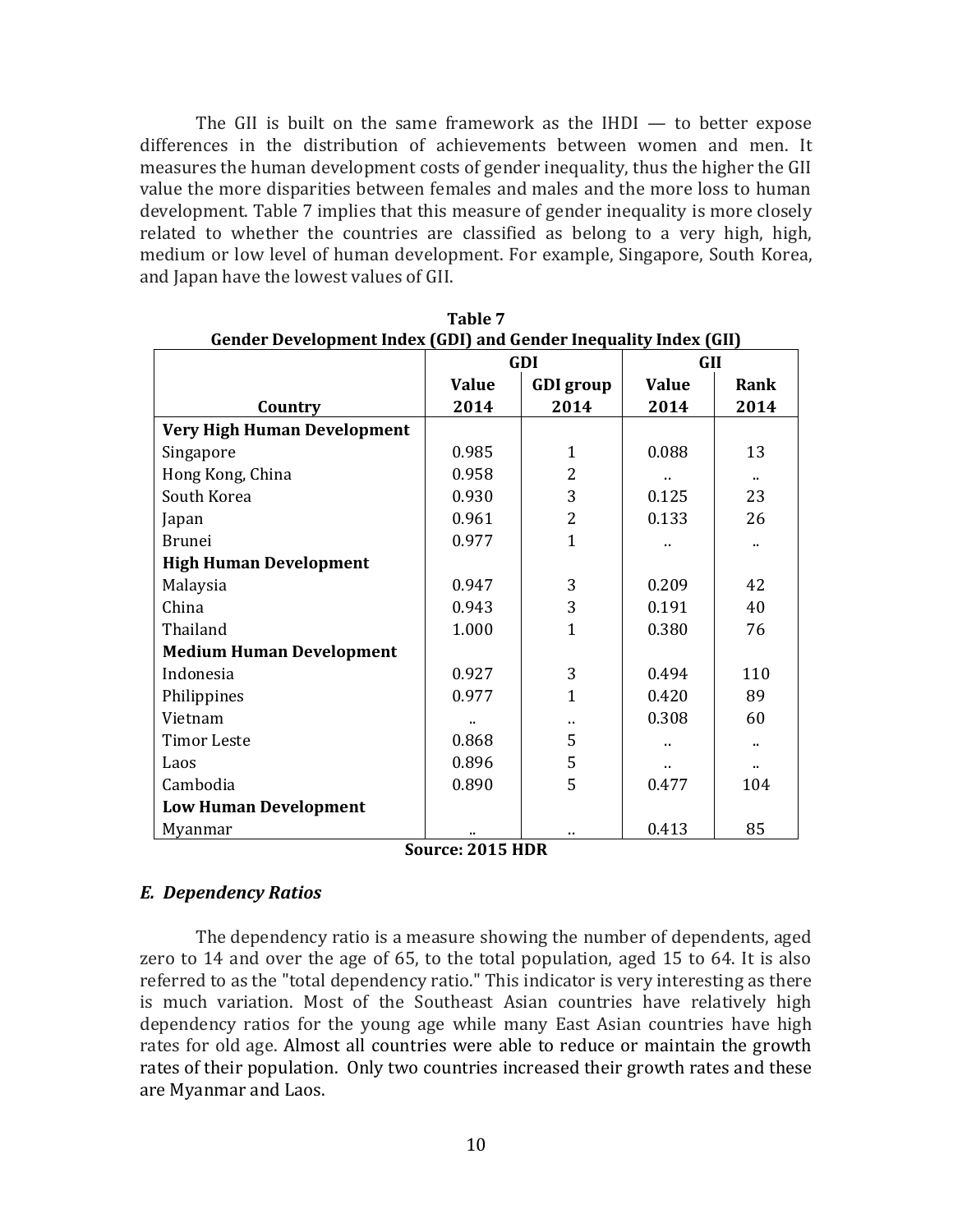The GII is built on the same framework as the IHDI — to better expose differences in the distribution of achievements between women and men. It measures the human development costs of gender inequality, thus the higher the GII value the more disparities between females and males and the more loss to human development. Table 7 implies that this measure of gender inequality is more closely related to whether the countries are classified as belong to a very high, high, medium or low level of human development. For example, Singapore, South Korea, and Japan have the lowest values of GII.

**Table 7**
**Gender Development Index (GDI) and Gender Inequality Index (GII)**

| | GDI | | GII | |
|---|---|---|---|---|
| **Country** | **Value 2014** | **GDI group 2014** | **Value 2014** | **Rank 2014** |
| **Very High Human Development** | | | | |
| Singapore | 0.985 | 1 | 0.088 | 13 |
| Hong Kong, China | 0.958 | 2 | .. | .. |
| South Korea | 0.930 | 3 | 0.125 | 23 |
| Japan | 0.961 | 2 | 0.133 | 26 |
| Brunei | 0.977 | 1 | .. | .. |
| **High Human Development** | | | | |
| Malaysia | 0.947 | 3 | 0.209 | 42 |
| China | 0.943 | 3 | 0.191 | 40 |
| Thailand | 1.000 | 1 | 0.380 | 76 |
| **Medium Human Development** | | | | |
| Indonesia | 0.927 | 3 | 0.494 | 110 |
| Philippines | 0.977 | 1 | 0.420 | 89 |
| Vietnam | .. | .. | 0.308 | 60 |
| Timor Leste | 0.868 | 5 | .. | .. |
| Laos | 0.896 | 5 | .. | .. |
| Cambodia | 0.890 | 5 | 0.477 | 104 |
| **Low Human Development** | | | | |
| Myanmar | .. | .. | 0.413 | 85 |

**Source: 2015 HDR**

### *E. Dependency Ratios*

The dependency ratio is a measure showing the number of dependents, aged zero to 14 and over the age of 65, to the total population, aged 15 to 64. It is also referred to as the "total dependency ratio." This indicator is very interesting as there is much variation. Most of the Southeast Asian countries have relatively high dependency ratios for the young age while many East Asian countries have high rates for old age. Almost all countries were able to reduce or maintain the growth rates of their population. Only two countries increased their growth rates and these are Myanmar and Laos.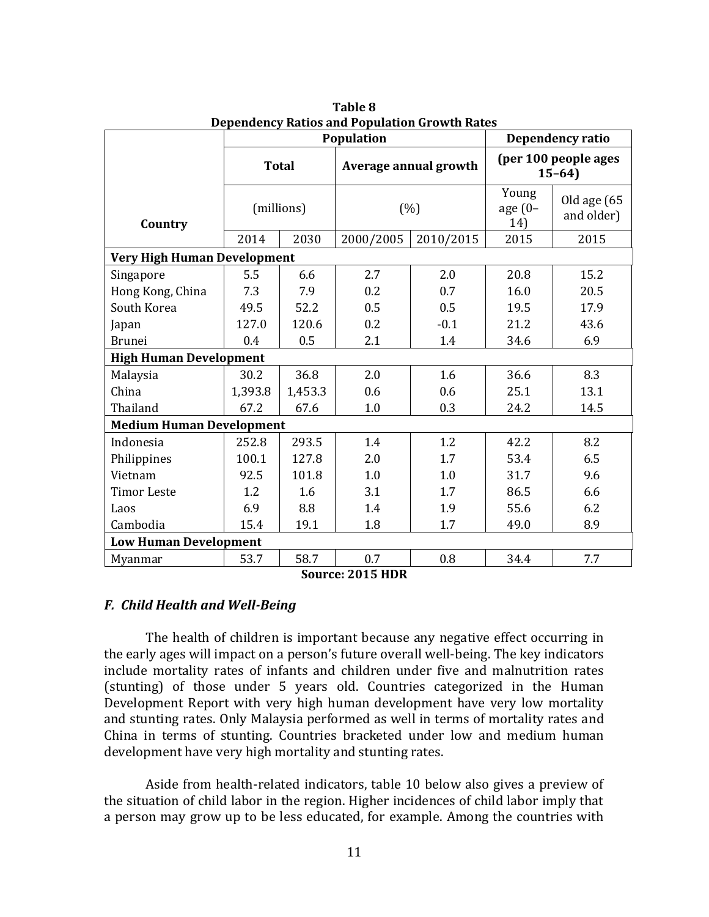**Table 8**
**Dependency Ratios and Population Growth Rates**

| Country | Population | | | | Dependency ratio | |
|---|---|---|---|---|---|---|
| | Total | | Average annual growth | | (per 100 people ages 15–64) | |
| | (millions) | | (%) | | Young age (0–14) | Old age (65 and older) |
| | 2014 | 2030 | 2000/2005 | 2010/2015 | 2015 | 2015 |
| **Very High Human Development** | | | | | | |
| Singapore | 5.5 | 6.6 | 2.7 | 2.0 | 20.8 | 15.2 |
| Hong Kong, China | 7.3 | 7.9 | 0.2 | 0.7 | 16.0 | 20.5 |
| South Korea | 49.5 | 52.2 | 0.5 | 0.5 | 19.5 | 17.9 |
| Japan | 127.0 | 120.6 | 0.2 | -0.1 | 21.2 | 43.6 |
| Brunei | 0.4 | 0.5 | 2.1 | 1.4 | 34.6 | 6.9 |
| **High Human Development** | | | | | | |
| Malaysia | 30.2 | 36.8 | 2.0 | 1.6 | 36.6 | 8.3 |
| China | 1,393.8 | 1,453.3 | 0.6 | 0.6 | 25.1 | 13.1 |
| Thailand | 67.2 | 67.6 | 1.0 | 0.3 | 24.2 | 14.5 |
| **Medium Human Development** | | | | | | |
| Indonesia | 252.8 | 293.5 | 1.4 | 1.2 | 42.2 | 8.2 |
| Philippines | 100.1 | 127.8 | 2.0 | 1.7 | 53.4 | 6.5 |
| Vietnam | 92.5 | 101.8 | 1.0 | 1.0 | 31.7 | 9.6 |
| Timor Leste | 1.2 | 1.6 | 3.1 | 1.7 | 86.5 | 6.6 |
| Laos | 6.9 | 8.8 | 1.4 | 1.9 | 55.6 | 6.2 |
| Cambodia | 15.4 | 19.1 | 1.8 | 1.7 | 49.0 | 8.9 |
| **Low Human Development** | | | | | | |
| Myanmar | 53.7 | 58.7 | 0.7 | 0.8 | 34.4 | 7.7 |

**Source: 2015 HDR**

### *F. Child Health and Well-Being*

The health of children is important because any negative effect occurring in the early ages will impact on a person's future overall well-being. The key indicators include mortality rates of infants and children under five and malnutrition rates (stunting) of those under 5 years old. Countries categorized in the Human Development Report with very high human development have very low mortality and stunting rates. Only Malaysia performed as well in terms of mortality rates and China in terms of stunting. Countries bracketed under low and medium human development have very high mortality and stunting rates.

Aside from health-related indicators, table 10 below also gives a preview of the situation of child labor in the region. Higher incidences of child labor imply that a person may grow up to be less educated, for example. Among the countries with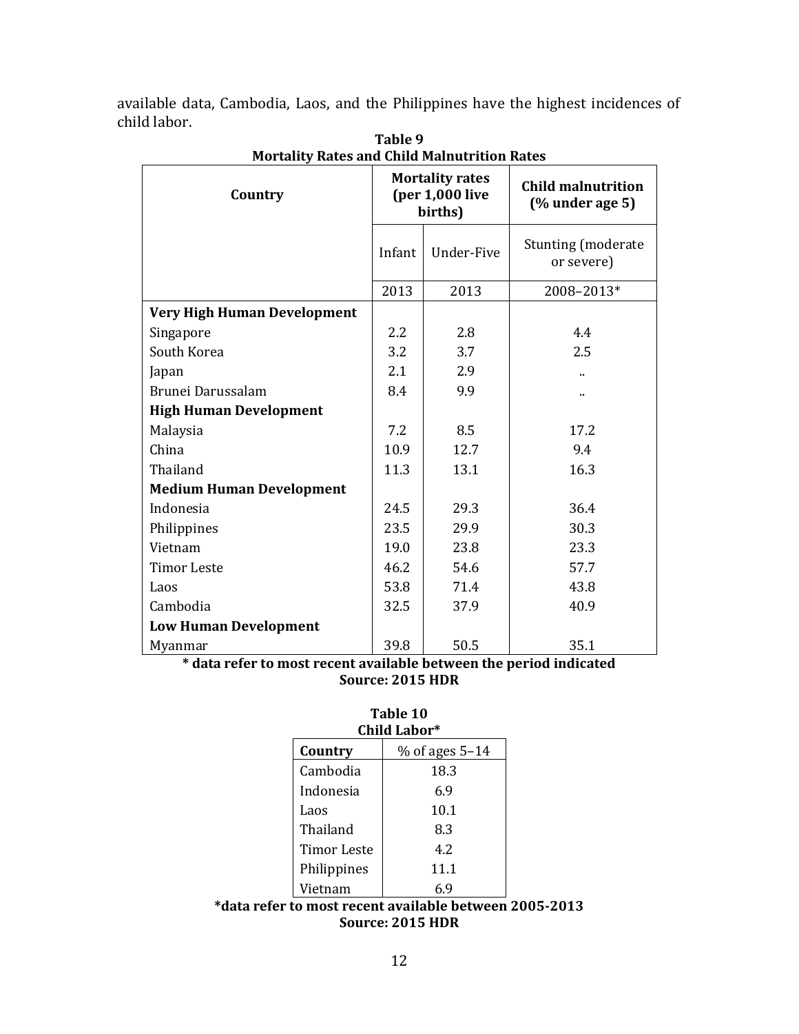available data, Cambodia, Laos, and the Philippines have the highest incidences of child labor.

**Table 9**
**Mortality Rates and Child Malnutrition Rates**

| Country | Mortality rates (per 1,000 live births) | | Child malnutrition (% under age 5) |
|---|---|---|---|
| | Infant | Under-Five | Stunting (moderate or severe) |
| | 2013 | 2013 | 2008–2013* |
| **Very High Human Development** | | | |
| Singapore | 2.2 | 2.8 | 4.4 |
| South Korea | 3.2 | 3.7 | 2.5 |
| Japan | 2.1 | 2.9 | .. |
| Brunei Darussalam | 8.4 | 9.9 | .. |
| **High Human Development** | | | |
| Malaysia | 7.2 | 8.5 | 17.2 |
| China | 10.9 | 12.7 | 9.4 |
| Thailand | 11.3 | 13.1 | 16.3 |
| **Medium Human Development** | | | |
| Indonesia | 24.5 | 29.3 | 36.4 |
| Philippines | 23.5 | 29.9 | 30.3 |
| Vietnam | 19.0 | 23.8 | 23.3 |
| Timor Leste | 46.2 | 54.6 | 57.7 |
| Laos | 53.8 | 71.4 | 43.8 |
| Cambodia | 32.5 | 37.9 | 40.9 |
| **Low Human Development** | | | |
| Myanmar | 39.8 | 50.5 | 35.1 |

**\* data refer to most recent available between the period indicated**
**Source: 2015 HDR**

**Table 10**
**Child Labor***

| Country | % of ages 5–14 |
|---|---|
| Cambodia | 18.3 |
| Indonesia | 6.9 |
| Laos | 10.1 |
| Thailand | 8.3 |
| Timor Leste | 4.2 |
| Philippines | 11.1 |
| Vietnam | 6.9 |

**\*data refer to most recent available between 2005-2013**
**Source: 2015 HDR**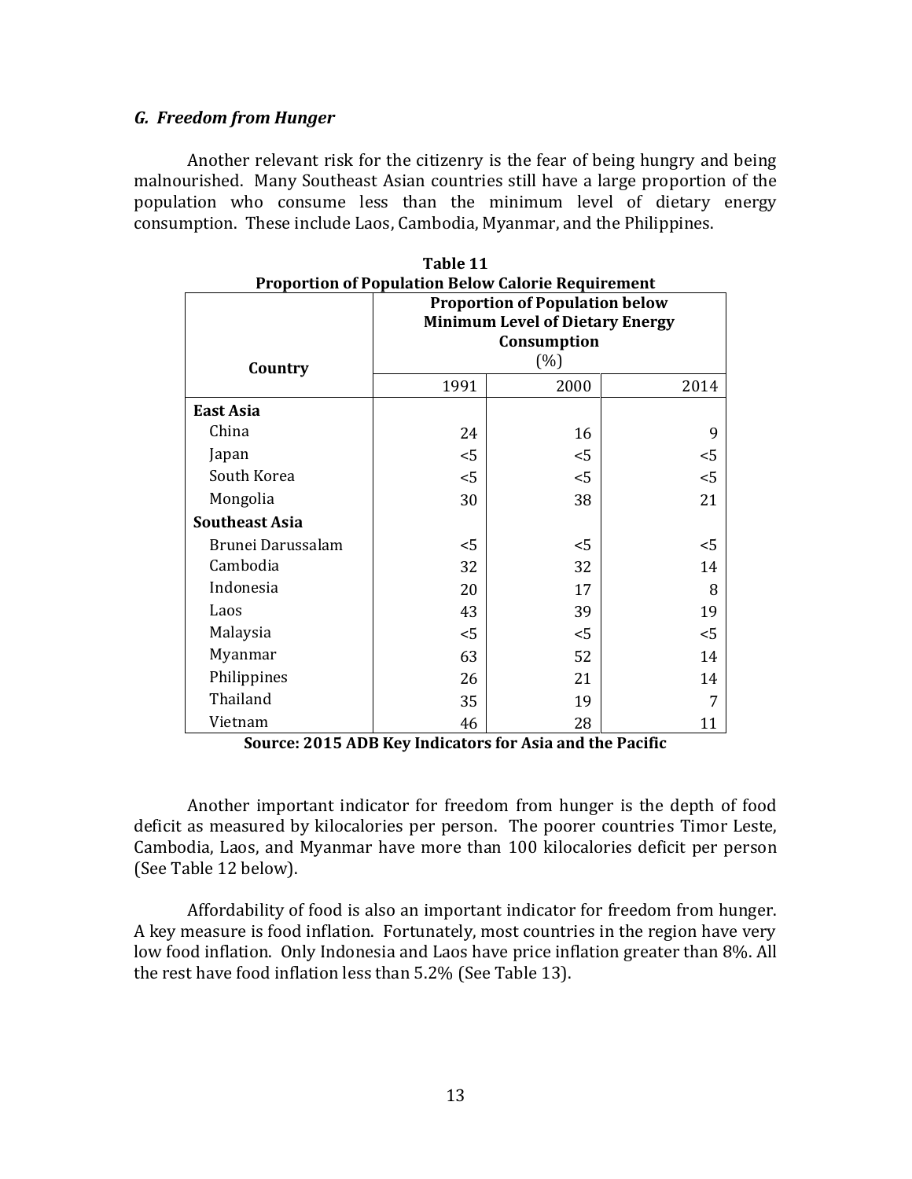### *G. Freedom from Hunger*

Another relevant risk for the citizenry is the fear of being hungry and being malnourished. Many Southeast Asian countries still have a large proportion of the population who consume less than the minimum level of dietary energy consumption. These include Laos, Cambodia, Myanmar, and the Philippines.

**Table 11**
**Proportion of Population Below Calorie Requirement**

| Country | **Proportion of Population below Minimum Level of Dietary Energy Consumption** (%) | | |
|---|---|---|---|
| | 1991 | 2000 | 2014 |
| **East Asia** | | | |
| China | 24 | 16 | 9 |
| Japan | <5 | <5 | <5 |
| South Korea | <5 | <5 | <5 |
| Mongolia | 30 | 38 | 21 |
| **Southeast Asia** | | | |
| Brunei Darussalam | <5 | <5 | <5 |
| Cambodia | 32 | 32 | 14 |
| Indonesia | 20 | 17 | 8 |
| Laos | 43 | 39 | 19 |
| Malaysia | <5 | <5 | <5 |
| Myanmar | 63 | 52 | 14 |
| Philippines | 26 | 21 | 14 |
| Thailand | 35 | 19 | 7 |
| Vietnam | 46 | 28 | 11 |

**Source: 2015 ADB Key Indicators for Asia and the Pacific**

Another important indicator for freedom from hunger is the depth of food deficit as measured by kilocalories per person. The poorer countries Timor Leste, Cambodia, Laos, and Myanmar have more than 100 kilocalories deficit per person (See Table 12 below).

Affordability of food is also an important indicator for freedom from hunger. A key measure is food inflation. Fortunately, most countries in the region have very low food inflation. Only Indonesia and Laos have price inflation greater than 8%. All the rest have food inflation less than 5.2% (See Table 13).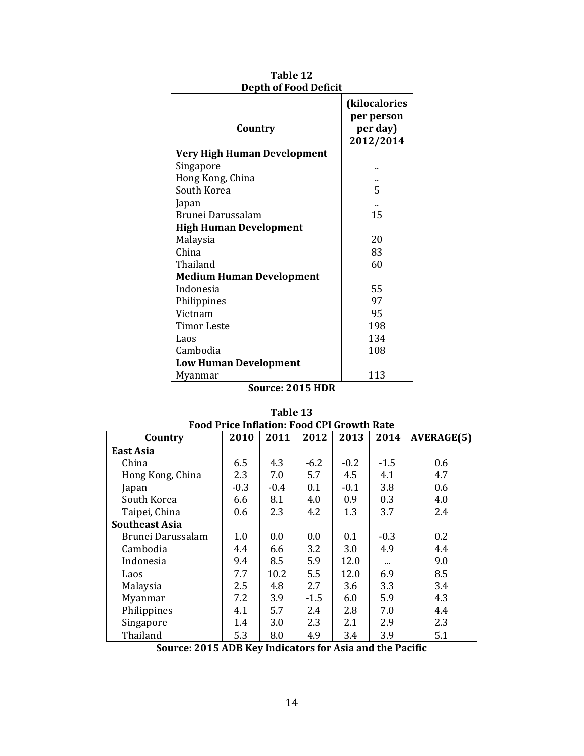**Table 12**
**Depth of Food Deficit**

| Country | (kilocalories per person per day) 2012/2014 |
|---|---|
| **Very High Human Development** | |
| Singapore | .. |
| Hong Kong, China | .. |
| South Korea | 5 |
| Japan | .. |
| Brunei Darussalam | 15 |
| **High Human Development** | |
| Malaysia | 20 |
| China | 83 |
| Thailand | 60 |
| **Medium Human Development** | |
| Indonesia | 55 |
| Philippines | 97 |
| Vietnam | 95 |
| Timor Leste | 198 |
| Laos | 134 |
| Cambodia | 108 |
| **Low Human Development** | |
| Myanmar | 113 |

**Source: 2015 HDR**

**Table 13**
**Food Price Inflation: Food CPI Growth Rate**

| Country | 2010 | 2011 | 2012 | 2013 | 2014 | AVERAGE(5) |
|---|---|---|---|---|---|---|
| **East Asia** | | | | | | |
| China | 6.5 | 4.3 | -6.2 | -0.2 | -1.5 | 0.6 |
| Hong Kong, China | 2.3 | 7.0 | 5.7 | 4.5 | 4.1 | 4.7 |
| Japan | -0.3 | -0.4 | 0.1 | -0.1 | 3.8 | 0.6 |
| South Korea | 6.6 | 8.1 | 4.0 | 0.9 | 0.3 | 4.0 |
| Taipei, China | 0.6 | 2.3 | 4.2 | 1.3 | 3.7 | 2.4 |
| **Southeast Asia** | | | | | | |
| Brunei Darussalam | 1.0 | 0.0 | 0.0 | 0.1 | -0.3 | 0.2 |
| Cambodia | 4.4 | 6.6 | 3.2 | 3.0 | 4.9 | 4.4 |
| Indonesia | 9.4 | 8.5 | 5.9 | 12.0 | ... | 9.0 |
| Laos | 7.7 | 10.2 | 5.5 | 12.0 | 6.9 | 8.5 |
| Malaysia | 2.5 | 4.8 | 2.7 | 3.6 | 3.3 | 3.4 |
| Myanmar | 7.2 | 3.9 | -1.5 | 6.0 | 5.9 | 4.3 |
| Philippines | 4.1 | 5.7 | 2.4 | 2.8 | 7.0 | 4.4 |
| Singapore | 1.4 | 3.0 | 2.3 | 2.1 | 2.9 | 2.3 |
| Thailand | 5.3 | 8.0 | 4.9 | 3.4 | 3.9 | 5.1 |

**Source: 2015 ADB Key Indicators for Asia and the Pacific**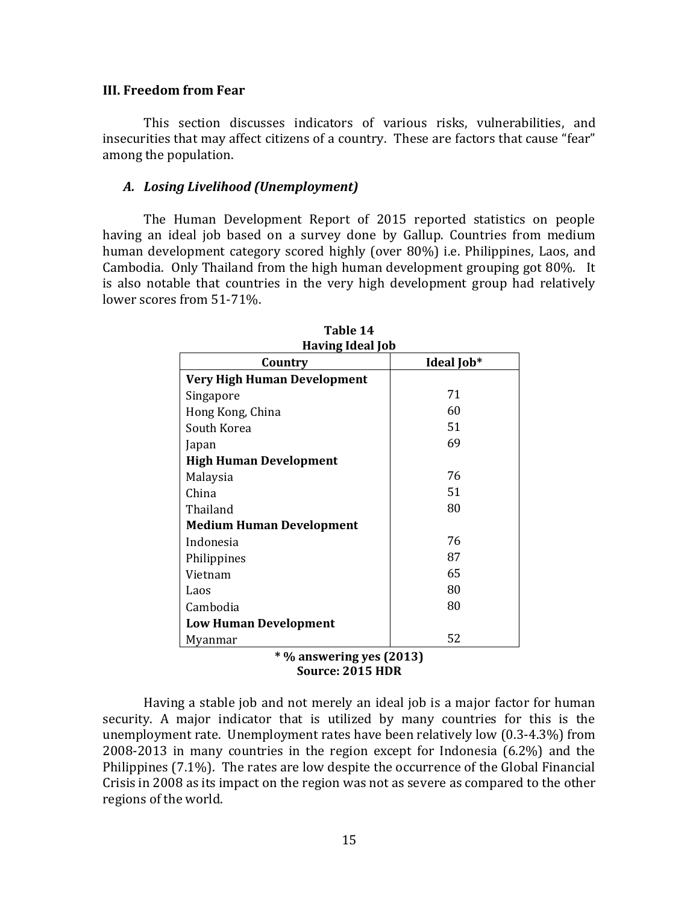## III. Freedom from Fear

This section discusses indicators of various risks, vulnerabilities, and insecurities that may affect citizens of a country. These are factors that cause "fear" among the population.

### *A. Losing Livelihood (Unemployment)*

The Human Development Report of 2015 reported statistics on people having an ideal job based on a survey done by Gallup. Countries from medium human development category scored highly (over 80%) i.e. Philippines, Laos, and Cambodia. Only Thailand from the high human development grouping got 80%. It is also notable that countries in the very high development group had relatively lower scores from 51-71%.

**Table 14**
**Having Ideal Job**

| Country | Ideal Job* |
|---|---|
| **Very High Human Development** | |
| Singapore | 71 |
| Hong Kong, China | 60 |
| South Korea | 51 |
| Japan | 69 |
| **High Human Development** | |
| Malaysia | 76 |
| China | 51 |
| Thailand | 80 |
| **Medium Human Development** | |
| Indonesia | 76 |
| Philippines | 87 |
| Vietnam | 65 |
| Laos | 80 |
| Cambodia | 80 |
| **Low Human Development** | |
| Myanmar | 52 |

**\* % answering yes (2013)**
**Source: 2015 HDR**

Having a stable job and not merely an ideal job is a major factor for human security. A major indicator that is utilized by many countries for this is the unemployment rate. Unemployment rates have been relatively low (0.3-4.3%) from 2008-2013 in many countries in the region except for Indonesia (6.2%) and the Philippines (7.1%). The rates are low despite the occurrence of the Global Financial Crisis in 2008 as its impact on the region was not as severe as compared to the other regions of the world.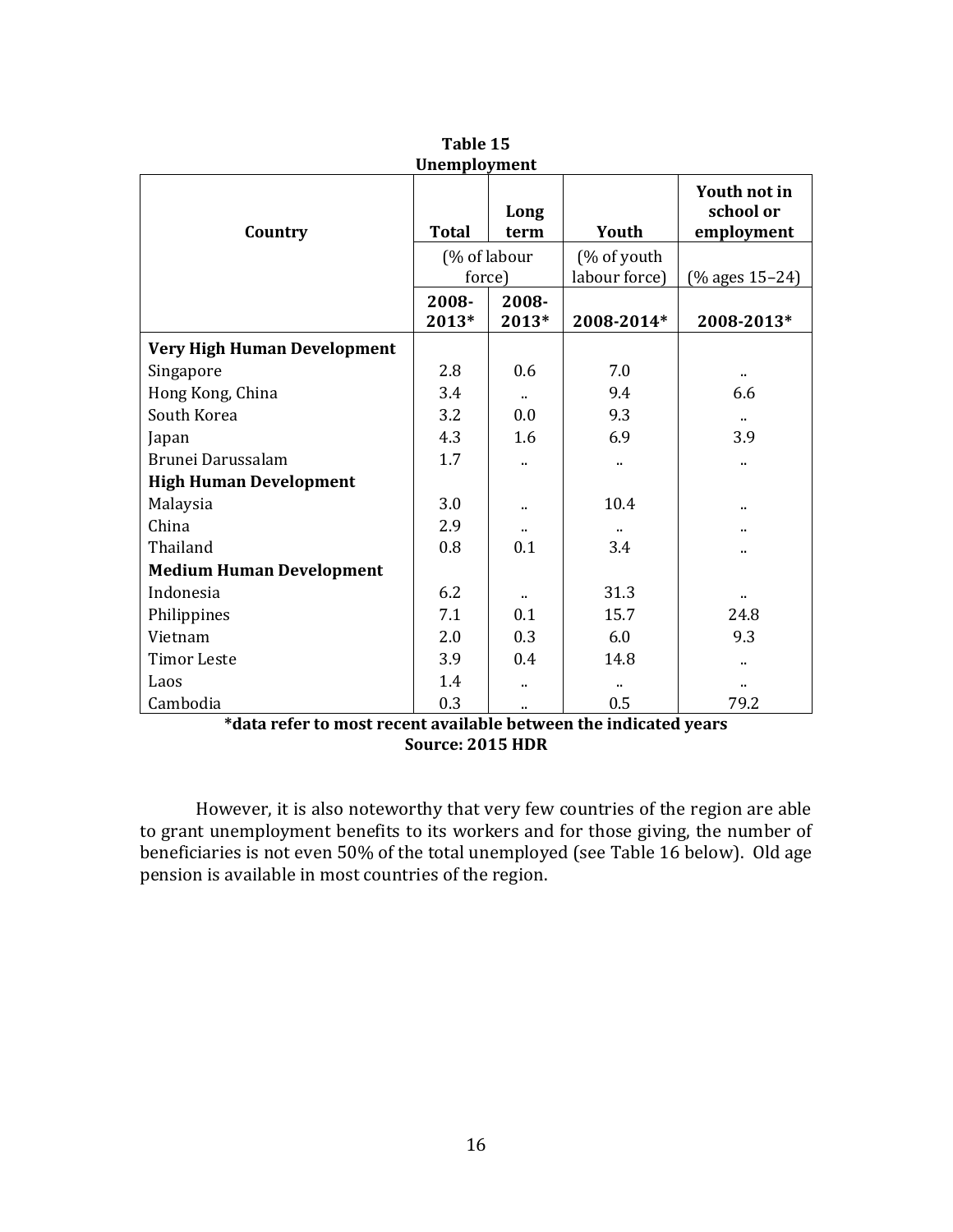**Table 15**
**Unemployment**

| Country | Total | Long term | Youth | Youth not in school or employment |
|---|---|---|---|---|
| | (% of labour force) | | (% of youth labour force) | (% ages 15–24) |
| | 2008-2013* | 2008-2013* | 2008-2014* | 2008-2013* |
| **Very High Human Development** | | | | |
| Singapore | 2.8 | 0.6 | 7.0 | .. |
| Hong Kong, China | 3.4 | .. | 9.4 | 6.6 |
| South Korea | 3.2 | 0.0 | 9.3 | .. |
| Japan | 4.3 | 1.6 | 6.9 | 3.9 |
| Brunei Darussalam | 1.7 | .. | .. | .. |
| **High Human Development** | | | | |
| Malaysia | 3.0 | .. | 10.4 | .. |
| China | 2.9 | .. | .. | .. |
| Thailand | 0.8 | 0.1 | 3.4 | .. |
| **Medium Human Development** | | | | |
| Indonesia | 6.2 | .. | 31.3 | .. |
| Philippines | 7.1 | 0.1 | 15.7 | 24.8 |
| Vietnam | 2.0 | 0.3 | 6.0 | 9.3 |
| Timor Leste | 3.9 | 0.4 | 14.8 | .. |
| Laos | 1.4 | .. | .. | .. |
| Cambodia | 0.3 | .. | 0.5 | 79.2 |

**\*data refer to most recent available between the indicated years**
**Source: 2015 HDR**

However, it is also noteworthy that very few countries of the region are able to grant unemployment benefits to its workers and for those giving, the number of beneficiaries is not even 50% of the total unemployed (see Table 16 below). Old age pension is available in most countries of the region.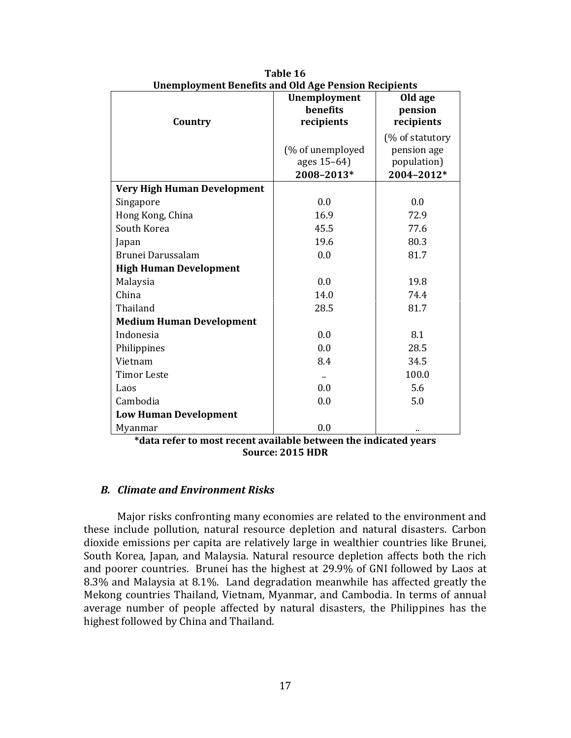**Table 16**
**Unemployment Benefits and Old Age Pension Recipients**

| Country | Unemployment benefits recipients | Old age pension recipients |
|---|---|---|
| | (% of unemployed ages 15–64) **2008–2013*** | (% of statutory pension age population) **2004–2012*** |
| **Very High Human Development** | | |
| Singapore | 0.0 | 0.0 |
| Hong Kong, China | 16.9 | 72.9 |
| South Korea | 45.5 | 77.6 |
| Japan | 19.6 | 80.3 |
| Brunei Darussalam | 0.0 | 81.7 |
| **High Human Development** | | |
| Malaysia | 0.0 | 19.8 |
| China | 14.0 | 74.4 |
| Thailand | 28.5 | 81.7 |
| **Medium Human Development** | | |
| Indonesia | 0.0 | 8.1 |
| Philippines | 0.0 | 28.5 |
| Vietnam | 8.4 | 34.5 |
| Timor Leste | .. | 100.0 |
| Laos | 0.0 | 5.6 |
| Cambodia | 0.0 | 5.0 |
| **Low Human Development** | | |
| Myanmar | 0.0 | .. |

**\*data refer to most recent available between the indicated years**
**Source: 2015 HDR**

### *B. Climate and Environment Risks*

Major risks confronting many economies are related to the environment and these include pollution, natural resource depletion and natural disasters. Carbon dioxide emissions per capita are relatively large in wealthier countries like Brunei, South Korea, Japan, and Malaysia. Natural resource depletion affects both the rich and poorer countries. Brunei has the highest at 29.9% of GNI followed by Laos at 8.3% and Malaysia at 8.1%. Land degradation meanwhile has affected greatly the Mekong countries Thailand, Vietnam, Myanmar, and Cambodia. In terms of annual average number of people affected by natural disasters, the Philippines has the highest followed by China and Thailand.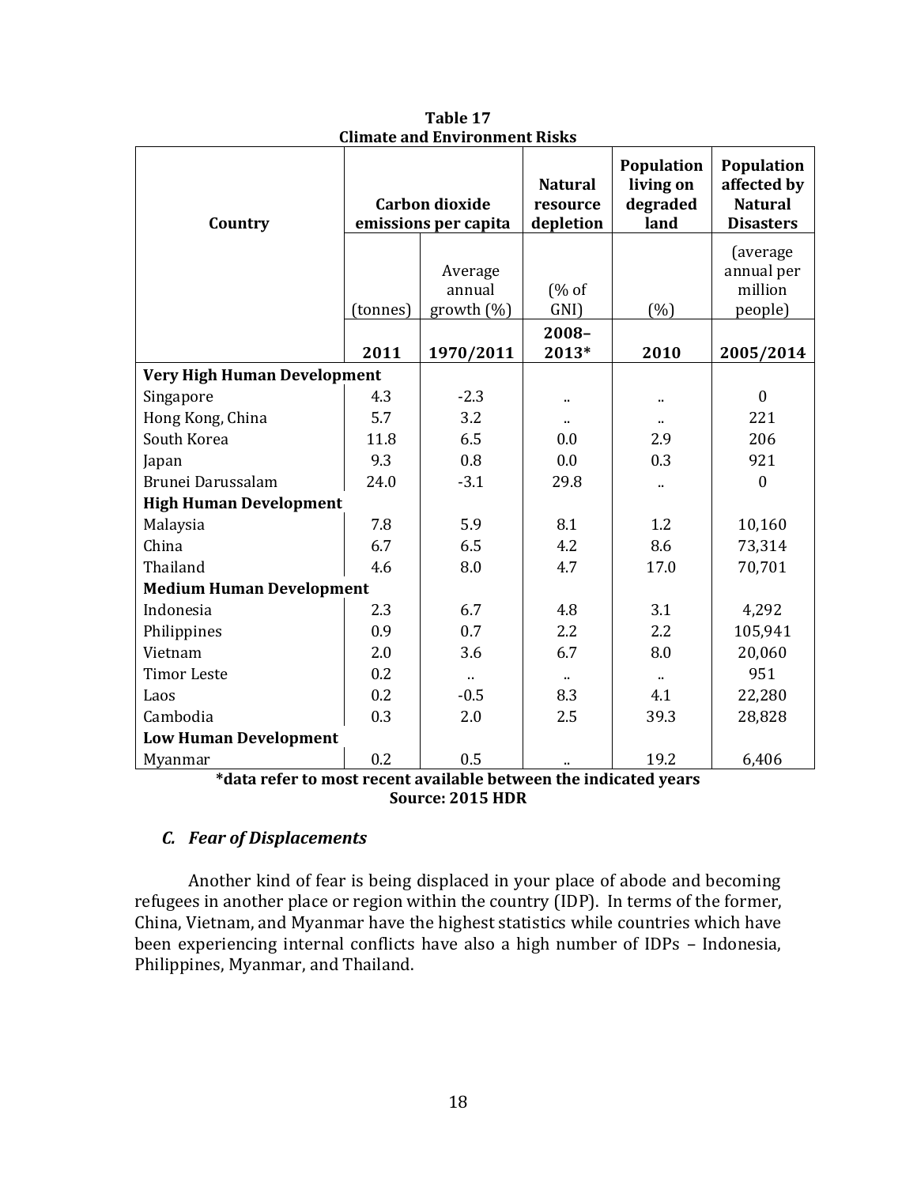**Table 17**
**Climate and Environment Risks**

| Country | Carbon dioxide emissions per capita | | Natural resource depletion | Population living on degraded land | Population affected by Natural Disasters |
|---|---|---|---|---|---|
| | (tonnes) | Average annual growth (%) | (% of GNI) | (%) | (average annual per million people) |
| | 2011 | 1970/2011 | 2008–2013* | 2010 | 2005/2014 |
| **Very High Human Development** | | | | | |
| Singapore | 4.3 | -2.3 | .. | .. | 0 |
| Hong Kong, China | 5.7 | 3.2 | .. | .. | 221 |
| South Korea | 11.8 | 6.5 | 0.0 | 2.9 | 206 |
| Japan | 9.3 | 0.8 | 0.0 | 0.3 | 921 |
| Brunei Darussalam | 24.0 | -3.1 | 29.8 | .. | 0 |
| **High Human Development** | | | | | |
| Malaysia | 7.8 | 5.9 | 8.1 | 1.2 | 10,160 |
| China | 6.7 | 6.5 | 4.2 | 8.6 | 73,314 |
| Thailand | 4.6 | 8.0 | 4.7 | 17.0 | 70,701 |
| **Medium Human Development** | | | | | |
| Indonesia | 2.3 | 6.7 | 4.8 | 3.1 | 4,292 |
| Philippines | 0.9 | 0.7 | 2.2 | 2.2 | 105,941 |
| Vietnam | 2.0 | 3.6 | 6.7 | 8.0 | 20,060 |
| Timor Leste | 0.2 | .. | .. | .. | 951 |
| Laos | 0.2 | -0.5 | 8.3 | 4.1 | 22,280 |
| Cambodia | 0.3 | 2.0 | 2.5 | 39.3 | 28,828 |
| **Low Human Development** | | | | | |
| Myanmar | 0.2 | 0.5 | .. | 19.2 | 6,406 |

**\*data refer to most recent available between the indicated years**
**Source: 2015 HDR**

### *C. Fear of Displacements*

Another kind of fear is being displaced in your place of abode and becoming refugees in another place or region within the country (IDP). In terms of the former, China, Vietnam, and Myanmar have the highest statistics while countries which have been experiencing internal conflicts have also a high number of IDPs – Indonesia, Philippines, Myanmar, and Thailand.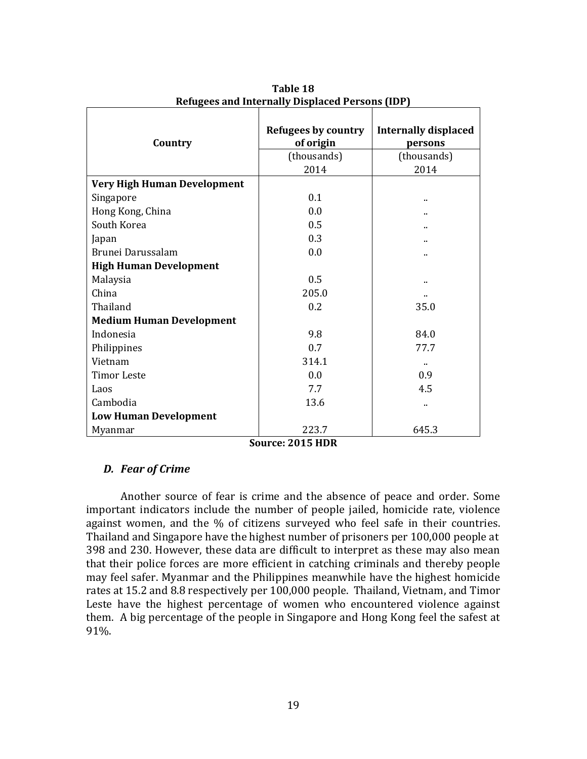**Table 18**
**Refugees and Internally Displaced Persons (IDP)**

| Country | Refugees by country of origin | Internally displaced persons |
|---|---|---|
| | (thousands) | (thousands) |
| | 2014 | 2014 |
| **Very High Human Development** | | |
| Singapore | 0.1 | .. |
| Hong Kong, China | 0.0 | .. |
| South Korea | 0.5 | .. |
| Japan | 0.3 | .. |
| Brunei Darussalam | 0.0 | .. |
| **High Human Development** | | |
| Malaysia | 0.5 | .. |
| China | 205.0 | .. |
| Thailand | 0.2 | 35.0 |
| **Medium Human Development** | | |
| Indonesia | 9.8 | 84.0 |
| Philippines | 0.7 | 77.7 |
| Vietnam | 314.1 | .. |
| Timor Leste | 0.0 | 0.9 |
| Laos | 7.7 | 4.5 |
| Cambodia | 13.6 | .. |
| **Low Human Development** | | |
| Myanmar | 223.7 | 645.3 |

**Source: 2015 HDR**

### *D. Fear of Crime*

Another source of fear is crime and the absence of peace and order. Some important indicators include the number of people jailed, homicide rate, violence against women, and the % of citizens surveyed who feel safe in their countries. Thailand and Singapore have the highest number of prisoners per 100,000 people at 398 and 230. However, these data are difficult to interpret as these may also mean that their police forces are more efficient in catching criminals and thereby people may feel safer. Myanmar and the Philippines meanwhile have the highest homicide rates at 15.2 and 8.8 respectively per 100,000 people. Thailand, Vietnam, and Timor Leste have the highest percentage of women who encountered violence against them. A big percentage of the people in Singapore and Hong Kong feel the safest at 91%.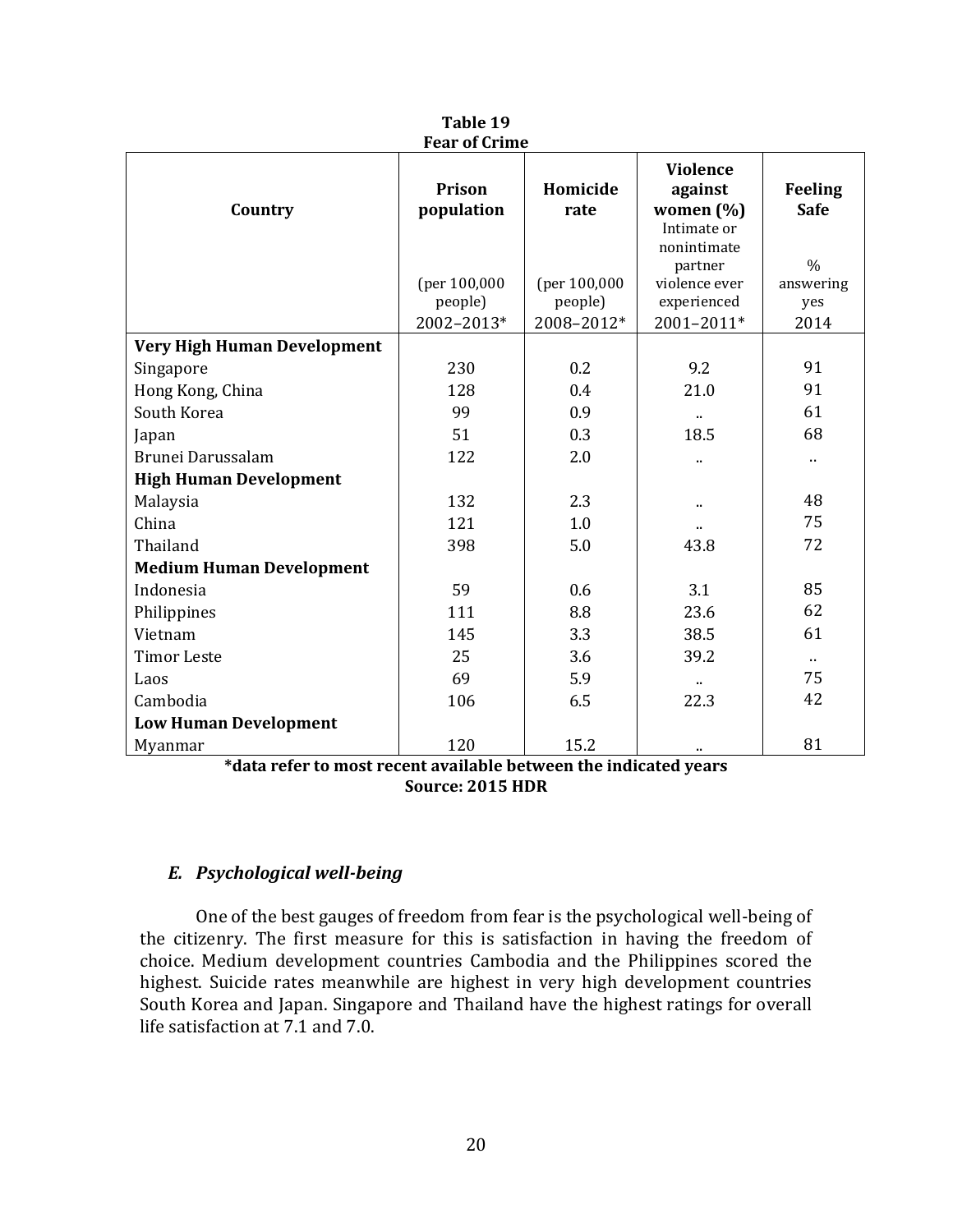**Table 19**
**Fear of Crime**

| Country | Prison population (per 100,000 people) 2002–2013* | Homicide rate (per 100,000 people) 2008–2012* | Violence against women (%) Intimate or nonintimate partner violence ever experienced 2001–2011* | Feeling Safe % answering yes 2014 |
|---|---|---|---|---|
| **Very High Human Development** | | | | |
| Singapore | 230 | 0.2 | 9.2 | 91 |
| Hong Kong, China | 128 | 0.4 | 21.0 | 91 |
| South Korea | 99 | 0.9 | .. | 61 |
| Japan | 51 | 0.3 | 18.5 | 68 |
| Brunei Darussalam | 122 | 2.0 | .. | .. |
| **High Human Development** | | | | |
| Malaysia | 132 | 2.3 | .. | 48 |
| China | 121 | 1.0 | .. | 75 |
| Thailand | 398 | 5.0 | 43.8 | 72 |
| **Medium Human Development** | | | | |
| Indonesia | 59 | 0.6 | 3.1 | 85 |
| Philippines | 111 | 8.8 | 23.6 | 62 |
| Vietnam | 145 | 3.3 | 38.5 | 61 |
| Timor Leste | 25 | 3.6 | 39.2 | .. |
| Laos | 69 | 5.9 | .. | 75 |
| Cambodia | 106 | 6.5 | 22.3 | 42 |
| **Low Human Development** | | | | |
| Myanmar | 120 | 15.2 | .. | 81 |

**\*data refer to most recent available between the indicated years**
**Source: 2015 HDR**

### *E. Psychological well-being*

One of the best gauges of freedom from fear is the psychological well-being of the citizenry. The first measure for this is satisfaction in having the freedom of choice. Medium development countries Cambodia and the Philippines scored the highest. Suicide rates meanwhile are highest in very high development countries South Korea and Japan. Singapore and Thailand have the highest ratings for overall life satisfaction at 7.1 and 7.0.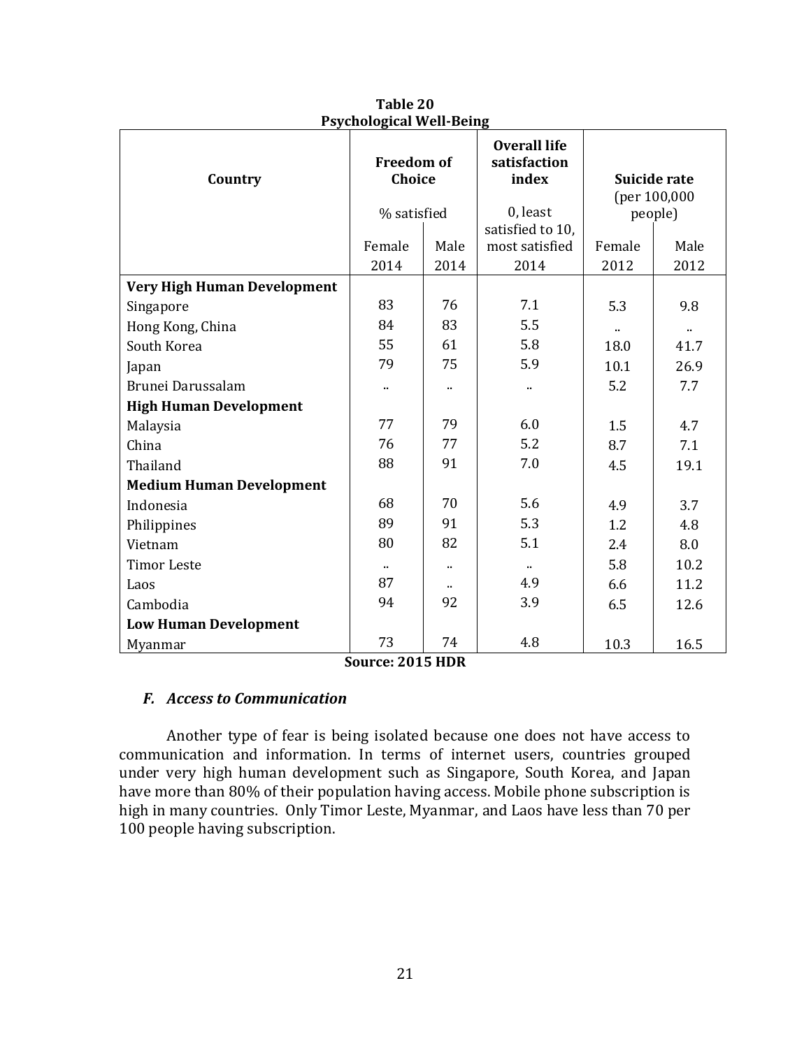**Table 20**
**Psychological Well-Being**

| Country | Freedom of Choice % satisfied | | Overall life satisfaction index 0, least satisfied to 10, most satisfied | Suicide rate (per 100,000 people) | |
|---|---|---|---|---|---|
| | Female 2014 | Male 2014 | 2014 | Female 2012 | Male 2012 |
| **Very High Human Development** | | | | | |
| Singapore | 83 | 76 | 7.1 | 5.3 | 9.8 |
| Hong Kong, China | 84 | 83 | 5.5 | .. | .. |
| South Korea | 55 | 61 | 5.8 | 18.0 | 41.7 |
| Japan | 79 | 75 | 5.9 | 10.1 | 26.9 |
| Brunei Darussalam | .. | .. | .. | 5.2 | 7.7 |
| **High Human Development** | | | | | |
| Malaysia | 77 | 79 | 6.0 | 1.5 | 4.7 |
| China | 76 | 77 | 5.2 | 8.7 | 7.1 |
| Thailand | 88 | 91 | 7.0 | 4.5 | 19.1 |
| **Medium Human Development** | | | | | |
| Indonesia | 68 | 70 | 5.6 | 4.9 | 3.7 |
| Philippines | 89 | 91 | 5.3 | 1.2 | 4.8 |
| Vietnam | 80 | 82 | 5.1 | 2.4 | 8.0 |
| Timor Leste | .. | .. | .. | 5.8 | 10.2 |
| Laos | 87 | .. | 4.9 | 6.6 | 11.2 |
| Cambodia | 94 | 92 | 3.9 | 6.5 | 12.6 |
| **Low Human Development** | | | | | |
| Myanmar | 73 | 74 | 4.8 | 10.3 | 16.5 |

**Source: 2015 HDR**

### *F. Access to Communication*

Another type of fear is being isolated because one does not have access to communication and information. In terms of internet users, countries grouped under very high human development such as Singapore, South Korea, and Japan have more than 80% of their population having access. Mobile phone subscription is high in many countries. Only Timor Leste, Myanmar, and Laos have less than 70 per 100 people having subscription.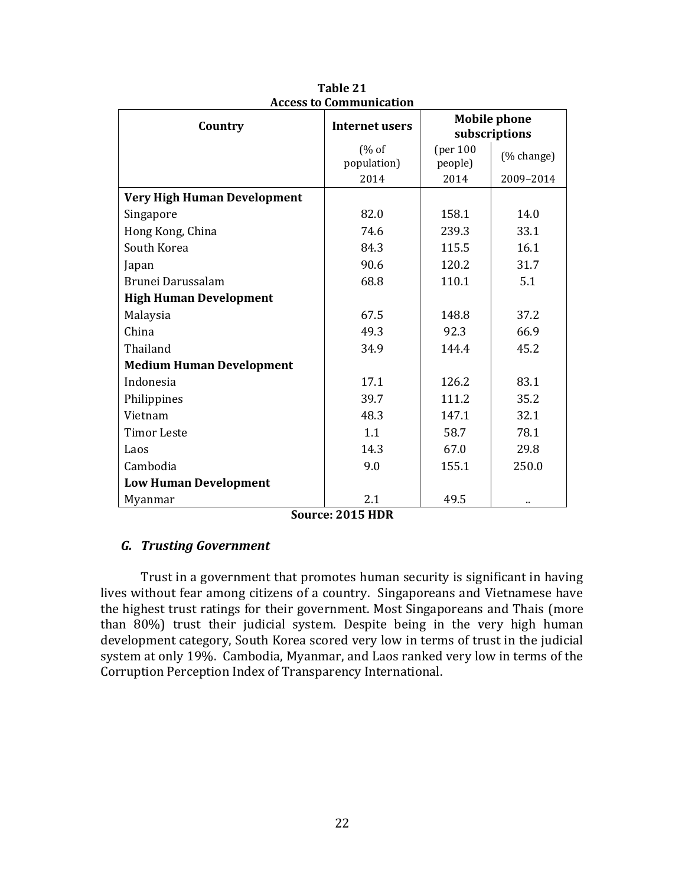**Table 21**
**Access to Communication**

| Country | Internet users | Mobile phone subscriptions | |
|---|---|---|---|
| | (% of population) | (per 100 people) | (% change) |
| | 2014 | 2014 | 2009–2014 |
| **Very High Human Development** | | | |
| Singapore | 82.0 | 158.1 | 14.0 |
| Hong Kong, China | 74.6 | 239.3 | 33.1 |
| South Korea | 84.3 | 115.5 | 16.1 |
| Japan | 90.6 | 120.2 | 31.7 |
| Brunei Darussalam | 68.8 | 110.1 | 5.1 |
| **High Human Development** | | | |
| Malaysia | 67.5 | 148.8 | 37.2 |
| China | 49.3 | 92.3 | 66.9 |
| Thailand | 34.9 | 144.4 | 45.2 |
| **Medium Human Development** | | | |
| Indonesia | 17.1 | 126.2 | 83.1 |
| Philippines | 39.7 | 111.2 | 35.2 |
| Vietnam | 48.3 | 147.1 | 32.1 |
| Timor Leste | 1.1 | 58.7 | 78.1 |
| Laos | 14.3 | 67.0 | 29.8 |
| Cambodia | 9.0 | 155.1 | 250.0 |
| **Low Human Development** | | | |
| Myanmar | 2.1 | 49.5 | .. |

**Source: 2015 HDR**

### *G. Trusting Government*

Trust in a government that promotes human security is significant in having lives without fear among citizens of a country. Singaporeans and Vietnamese have the highest trust ratings for their government. Most Singaporeans and Thais (more than 80%) trust their judicial system. Despite being in the very high human development category, South Korea scored very low in terms of trust in the judicial system at only 19%. Cambodia, Myanmar, and Laos ranked very low in terms of the Corruption Perception Index of Transparency International.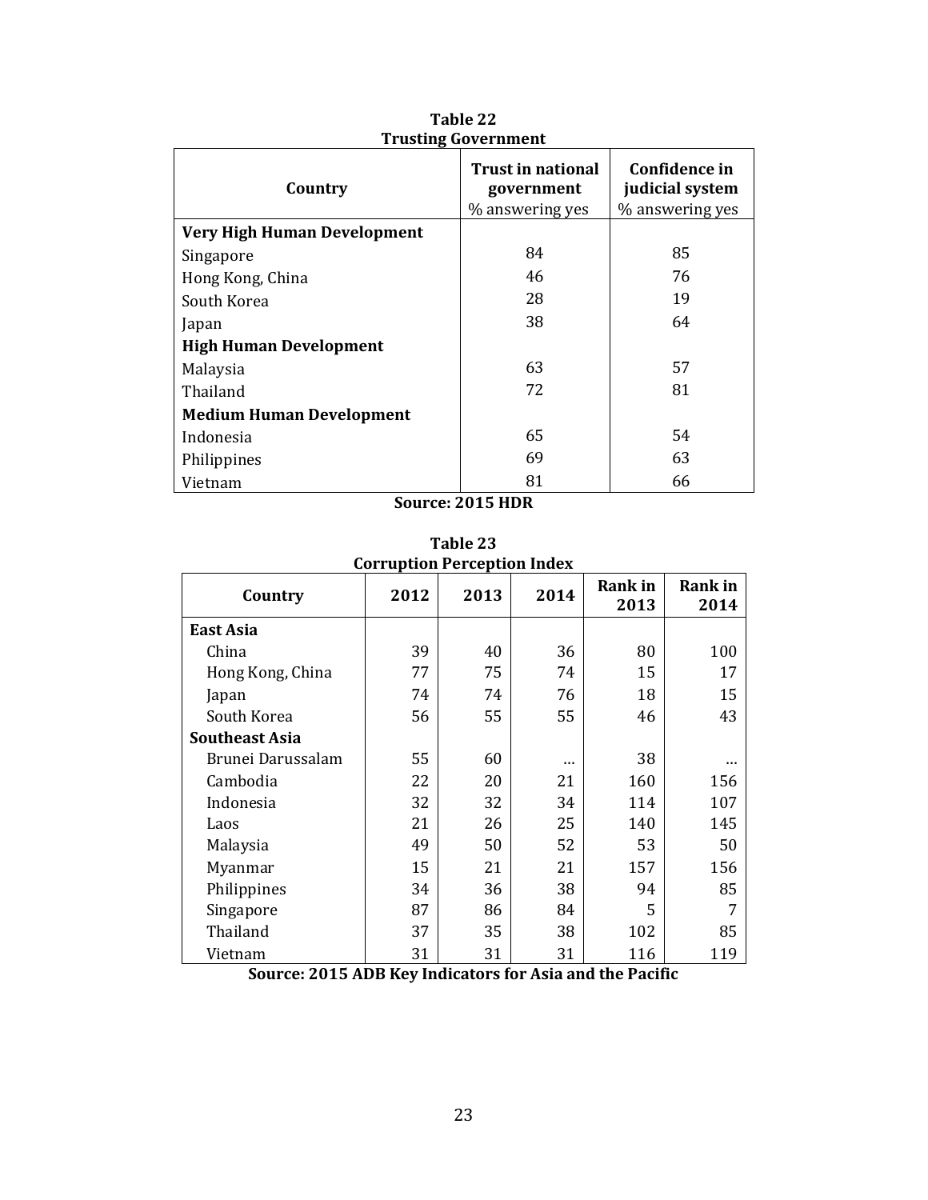**Table 22**
**Trusting Government**

| Country | Trust in national government<br>% answering yes | Confidence in judicial system<br>% answering yes |
|---|---|---|
| **Very High Human Development** | | |
| Singapore | 84 | 85 |
| Hong Kong, China | 46 | 76 |
| South Korea | 28 | 19 |
| Japan | 38 | 64 |
| **High Human Development** | | |
| Malaysia | 63 | 57 |
| Thailand | 72 | 81 |
| **Medium Human Development** | | |
| Indonesia | 65 | 54 |
| Philippines | 69 | 63 |
| Vietnam | 81 | 66 |

**Source: 2015 HDR**

**Table 23**
**Corruption Perception Index**

| Country | 2012 | 2013 | 2014 | Rank in 2013 | Rank in 2014 |
|---|---|---|---|---|---|
| **East Asia** | | | | | |
| China | 39 | 40 | 36 | 80 | 100 |
| Hong Kong, China | 77 | 75 | 74 | 15 | 17 |
| Japan | 74 | 74 | 76 | 18 | 15 |
| South Korea | 56 | 55 | 55 | 46 | 43 |
| **Southeast Asia** | | | | | |
| Brunei Darussalam | 55 | 60 | … | 38 | … |
| Cambodia | 22 | 20 | 21 | 160 | 156 |
| Indonesia | 32 | 32 | 34 | 114 | 107 |
| Laos | 21 | 26 | 25 | 140 | 145 |
| Malaysia | 49 | 50 | 52 | 53 | 50 |
| Myanmar | 15 | 21 | 21 | 157 | 156 |
| Philippines | 34 | 36 | 38 | 94 | 85 |
| Singapore | 87 | 86 | 84 | 5 | 7 |
| Thailand | 37 | 35 | 38 | 102 | 85 |
| Vietnam | 31 | 31 | 31 | 116 | 119 |

**Source: 2015 ADB Key Indicators for Asia and the Pacific**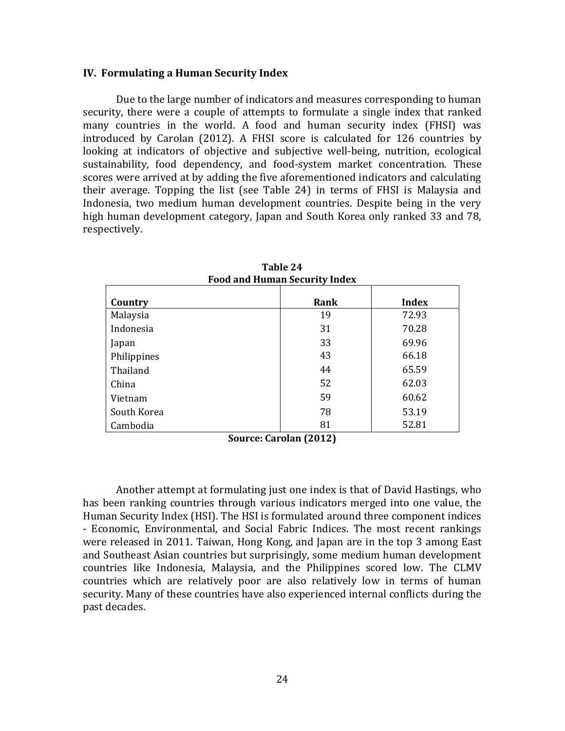## IV. Formulating a Human Security Index

Due to the large number of indicators and measures corresponding to human security, there were a couple of attempts to formulate a single index that ranked many countries in the world. A food and human security index (FHSI) was introduced by Carolan (2012). A FHSI score is calculated for 126 countries by looking at indicators of objective and subjective well-being, nutrition, ecological sustainability, food dependency, and food-system market concentration. These scores were arrived at by adding the five aforementioned indicators and calculating their average. Topping the list (see Table 24) in terms of FHSI is Malaysia and Indonesia, two medium human development countries. Despite being in the very high human development category, Japan and South Korea only ranked 33 and 78, respectively.

**Table 24**
**Food and Human Security Index**

| Country | Rank | Index |
|---|---|---|
| Malaysia | 19 | 72.93 |
| Indonesia | 31 | 70.28 |
| Japan | 33 | 69.96 |
| Philippines | 43 | 66.18 |
| Thailand | 44 | 65.59 |
| China | 52 | 62.03 |
| Vietnam | 59 | 60.62 |
| South Korea | 78 | 53.19 |
| Cambodia | 81 | 52.81 |

**Source: Carolan (2012)**

Another attempt at formulating just one index is that of David Hastings, who has been ranking countries through various indicators merged into one value, the Human Security Index (HSI). The HSI is formulated around three component indices - Economic, Environmental, and Social Fabric Indices. The most recent rankings were released in 2011. Taiwan, Hong Kong, and Japan are in the top 3 among East and Southeast Asian countries but surprisingly, some medium human development countries like Indonesia, Malaysia, and the Philippines scored low. The CLMV countries which are relatively poor are also relatively low in terms of human security. Many of these countries have also experienced internal conflicts during the past decades.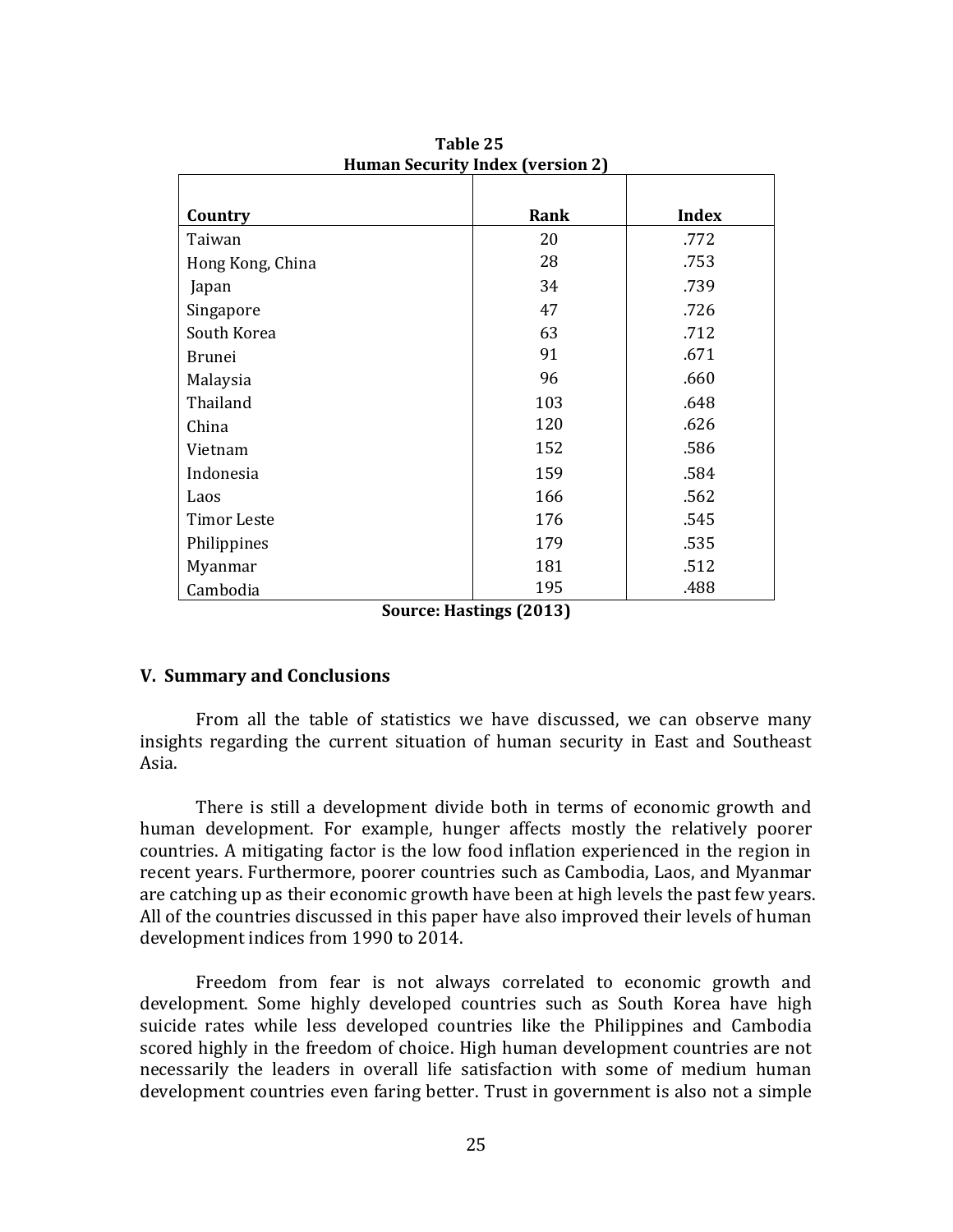**Table 25**
**Human Security Index (version 2)**

| Country | Rank | Index |
|---|---|---|
| Taiwan | 20 | .772 |
| Hong Kong, China | 28 | .753 |
| Japan | 34 | .739 |
| Singapore | 47 | .726 |
| South Korea | 63 | .712 |
| Brunei | 91 | .671 |
| Malaysia | 96 | .660 |
| Thailand | 103 | .648 |
| China | 120 | .626 |
| Vietnam | 152 | .586 |
| Indonesia | 159 | .584 |
| Laos | 166 | .562 |
| Timor Leste | 176 | .545 |
| Philippines | 179 | .535 |
| Myanmar | 181 | .512 |
| Cambodia | 195 | .488 |

**Source: Hastings (2013)**

## V. Summary and Conclusions

From all the table of statistics we have discussed, we can observe many insights regarding the current situation of human security in East and Southeast Asia.

There is still a development divide both in terms of economic growth and human development. For example, hunger affects mostly the relatively poorer countries. A mitigating factor is the low food inflation experienced in the region in recent years. Furthermore, poorer countries such as Cambodia, Laos, and Myanmar are catching up as their economic growth have been at high levels the past few years. All of the countries discussed in this paper have also improved their levels of human development indices from 1990 to 2014.

Freedom from fear is not always correlated to economic growth and development. Some highly developed countries such as South Korea have high suicide rates while less developed countries like the Philippines and Cambodia scored highly in the freedom of choice. High human development countries are not necessarily the leaders in overall life satisfaction with some of medium human development countries even faring better. Trust in government is also not a simple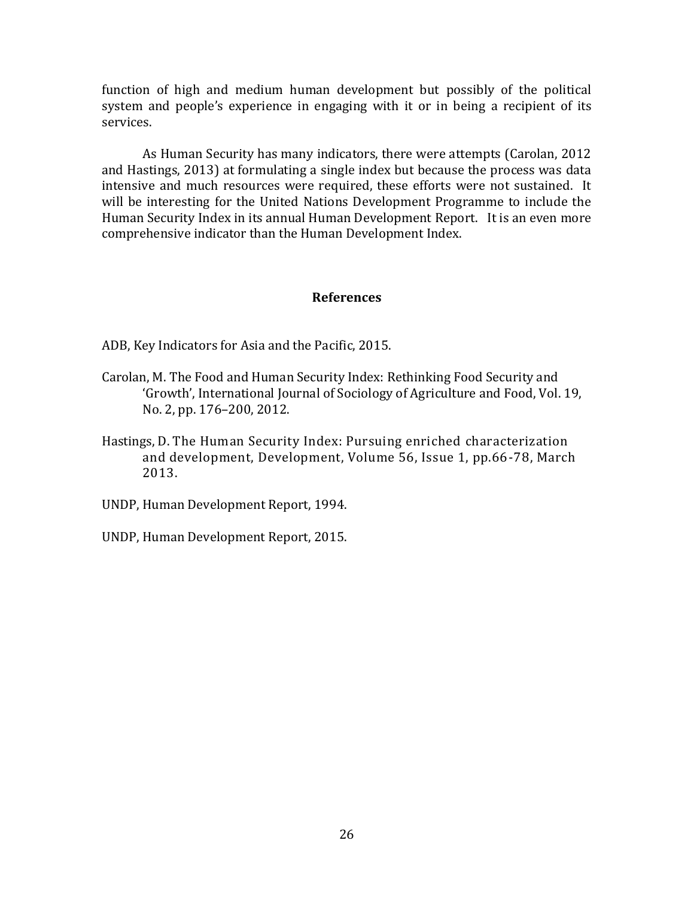function of high and medium human development but possibly of the political system and people's experience in engaging with it or in being a recipient of its services.

As Human Security has many indicators, there were attempts (Carolan, 2012 and Hastings, 2013) at formulating a single index but because the process was data intensive and much resources were required, these efforts were not sustained. It will be interesting for the United Nations Development Programme to include the Human Security Index in its annual Human Development Report. It is an even more comprehensive indicator than the Human Development Index.

## References

ADB, Key Indicators for Asia and the Pacific, 2015.

Carolan, M. The Food and Human Security Index: Rethinking Food Security and 'Growth', International Journal of Sociology of Agriculture and Food, Vol. 19, No. 2, pp. 176–200, 2012.

Hastings, D. The Human Security Index: Pursuing enriched characterization and development, Development, Volume 56, Issue 1, pp.66-78, March 2013.

UNDP, Human Development Report, 1994.

UNDP, Human Development Report, 2015.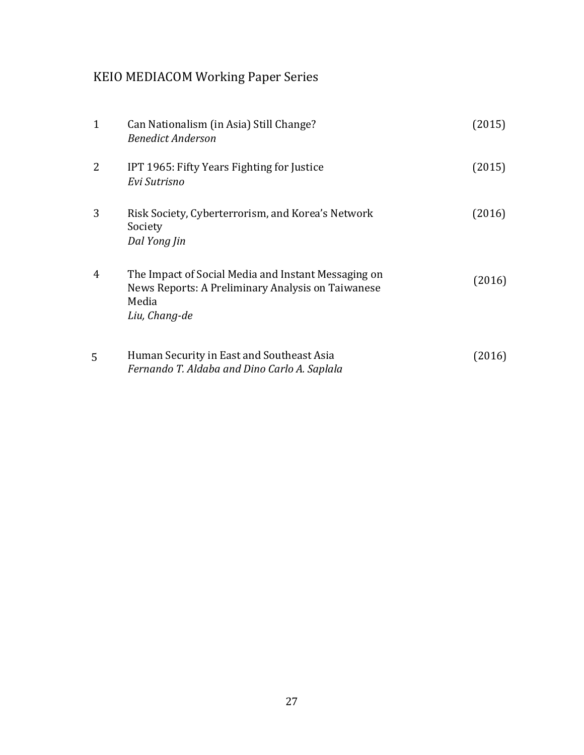# KEIO MEDIACOM Working Paper Series

| | | |
|---|---|---|
| 1 | Can Nationalism (in Asia) Still Change?<br>*Benedict Anderson* | (2015) |
| 2 | IPT 1965: Fifty Years Fighting for Justice<br>*Evi Sutrisno* | (2015) |
| 3 | Risk Society, Cyberterrorism, and Korea's Network Society<br>*Dal Yong Jin* | (2016) |
| 4 | The Impact of Social Media and Instant Messaging on News Reports: A Preliminary Analysis on Taiwanese Media<br>*Liu, Chang-de* | (2016) |
| 5 | Human Security in East and Southeast Asia<br>*Fernando T. Aldaba and Dino Carlo A. Saplala* | (2016) |